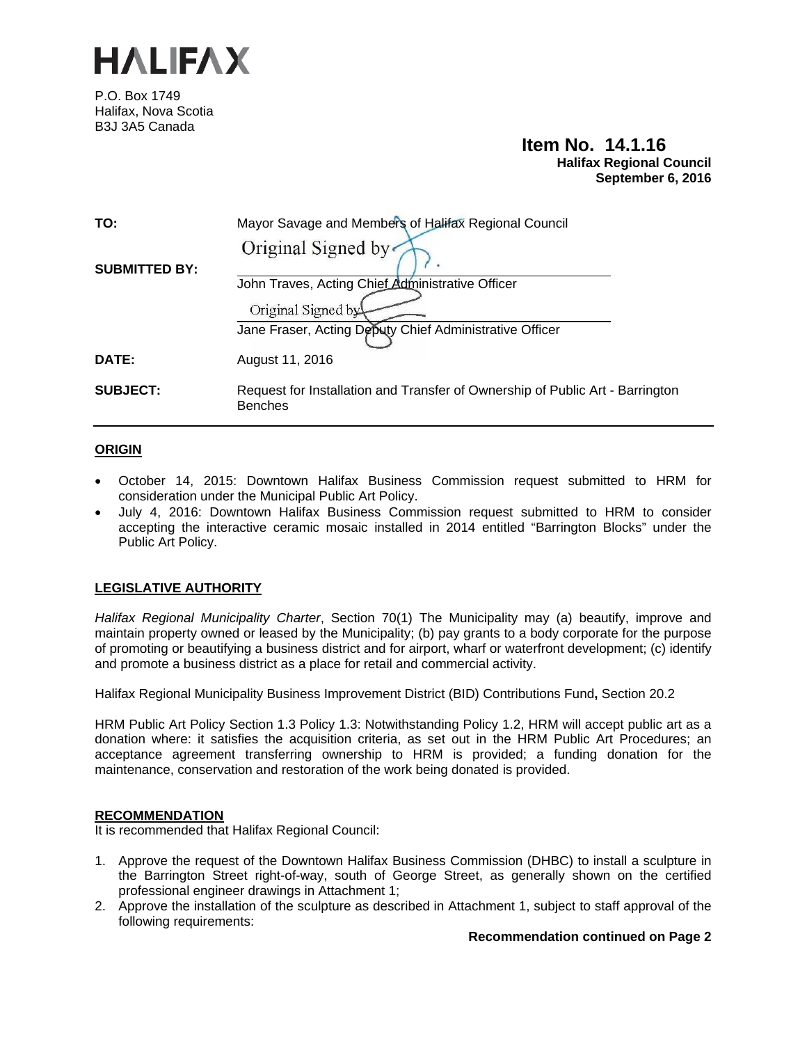# HALIFAX

P.O. Box 1749
Halifax, Nova Scotia
B3J 3A5 Canada

**Item No. 14.1.16**
**Halifax Regional Council**
**September 6, 2016**

**TO:** Mayor Savage and Members of Halifax Regional Council

**SUBMITTED BY:**
Original Signed by

John Traves, Acting Chief Administrative Officer

Original Signed by

Jane Fraser, Acting Deputy Chief Administrative Officer

**DATE:** August 11, 2016

**SUBJECT:** Request for Installation and Transfer of Ownership of Public Art - Barrington Benches

---

## ORIGIN

- October 14, 2015: Downtown Halifax Business Commission request submitted to HRM for consideration under the Municipal Public Art Policy.
- July 4, 2016: Downtown Halifax Business Commission request submitted to HRM to consider accepting the interactive ceramic mosaic installed in 2014 entitled "Barrington Blocks" under the Public Art Policy.

## LEGISLATIVE AUTHORITY

*Halifax Regional Municipality Charter*, Section 70(1) The Municipality may (a) beautify, improve and maintain property owned or leased by the Municipality; (b) pay grants to a body corporate for the purpose of promoting or beautifying a business district and for airport, wharf or waterfront development; (c) identify and promote a business district as a place for retail and commercial activity.

Halifax Regional Municipality Business Improvement District (BID) Contributions Fund**,** Section 20.2

HRM Public Art Policy Section 1.3 Policy 1.3: Notwithstanding Policy 1.2, HRM will accept public art as a donation where: it satisfies the acquisition criteria, as set out in the HRM Public Art Procedures; an acceptance agreement transferring ownership to HRM is provided; a funding donation for the maintenance, conservation and restoration of the work being donated is provided.

## RECOMMENDATION

It is recommended that Halifax Regional Council:

1. Approve the request of the Downtown Halifax Business Commission (DHBC) to install a sculpture in the Barrington Street right-of-way, south of George Street, as generally shown on the certified professional engineer drawings in Attachment 1;
2. Approve the installation of the sculpture as described in Attachment 1, subject to staff approval of the following requirements:

**Recommendation continued on Page 2**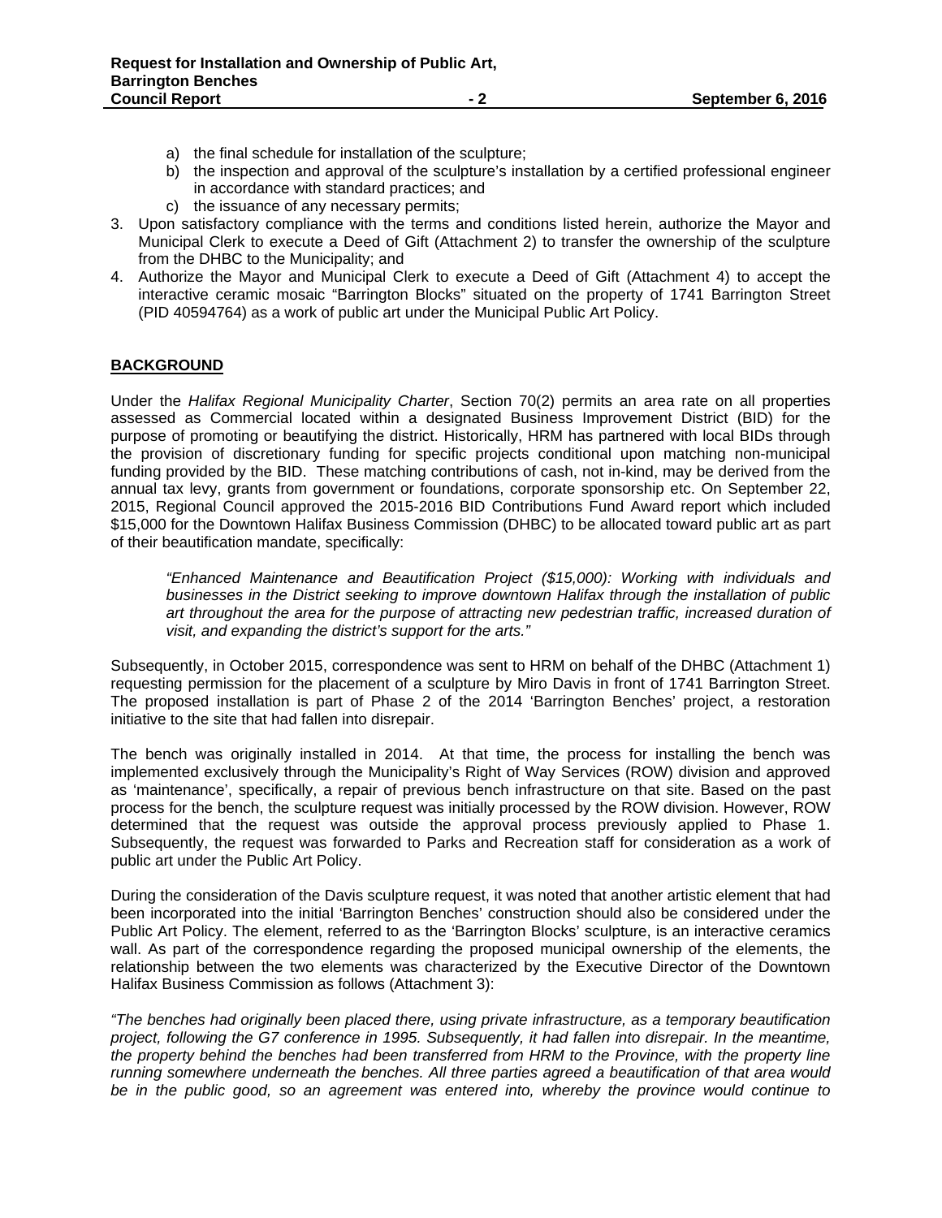a) the final schedule for installation of the sculpture;
   b) the inspection and approval of the sculpture's installation by a certified professional engineer in accordance with standard practices; and
   c) the issuance of any necessary permits;
3. Upon satisfactory compliance with the terms and conditions listed herein, authorize the Mayor and Municipal Clerk to execute a Deed of Gift (Attachment 2) to transfer the ownership of the sculpture from the DHBC to the Municipality; and
4. Authorize the Mayor and Municipal Clerk to execute a Deed of Gift (Attachment 4) to accept the interactive ceramic mosaic "Barrington Blocks" situated on the property of 1741 Barrington Street (PID 40594764) as a work of public art under the Municipal Public Art Policy.

## BACKGROUND

Under the *Halifax Regional Municipality Charter*, Section 70(2) permits an area rate on all properties assessed as Commercial located within a designated Business Improvement District (BID) for the purpose of promoting or beautifying the district. Historically, HRM has partnered with local BIDs through the provision of discretionary funding for specific projects conditional upon matching non-municipal funding provided by the BID. These matching contributions of cash, not in-kind, may be derived from the annual tax levy, grants from government or foundations, corporate sponsorship etc. On September 22, 2015, Regional Council approved the 2015-2016 BID Contributions Fund Award report which included $15,000 for the Downtown Halifax Business Commission (DHBC) to be allocated toward public art as part of their beautification mandate, specifically:

> *"Enhanced Maintenance and Beautification Project ($15,000): Working with individuals and businesses in the District seeking to improve downtown Halifax through the installation of public art throughout the area for the purpose of attracting new pedestrian traffic, increased duration of visit, and expanding the district's support for the arts."*

Subsequently, in October 2015, correspondence was sent to HRM on behalf of the DHBC (Attachment 1) requesting permission for the placement of a sculpture by Miro Davis in front of 1741 Barrington Street. The proposed installation is part of Phase 2 of the 2014 'Barrington Benches' project, a restoration initiative to the site that had fallen into disrepair.

The bench was originally installed in 2014. At that time, the process for installing the bench was implemented exclusively through the Municipality's Right of Way Services (ROW) division and approved as 'maintenance', specifically, a repair of previous bench infrastructure on that site. Based on the past process for the bench, the sculpture request was initially processed by the ROW division. However, ROW determined that the request was outside the approval process previously applied to Phase 1. Subsequently, the request was forwarded to Parks and Recreation staff for consideration as a work of public art under the Public Art Policy.

During the consideration of the Davis sculpture request, it was noted that another artistic element that had been incorporated into the initial 'Barrington Benches' construction should also be considered under the Public Art Policy. The element, referred to as the 'Barrington Blocks' sculpture, is an interactive ceramics wall. As part of the correspondence regarding the proposed municipal ownership of the elements, the relationship between the two elements was characterized by the Executive Director of the Downtown Halifax Business Commission as follows (Attachment 3):

*"The benches had originally been placed there, using private infrastructure, as a temporary beautification project, following the G7 conference in 1995. Subsequently, it had fallen into disrepair. In the meantime, the property behind the benches had been transferred from HRM to the Province, with the property line running somewhere underneath the benches. All three parties agreed a beautification of that area would be in the public good, so an agreement was entered into, whereby the province would continue to*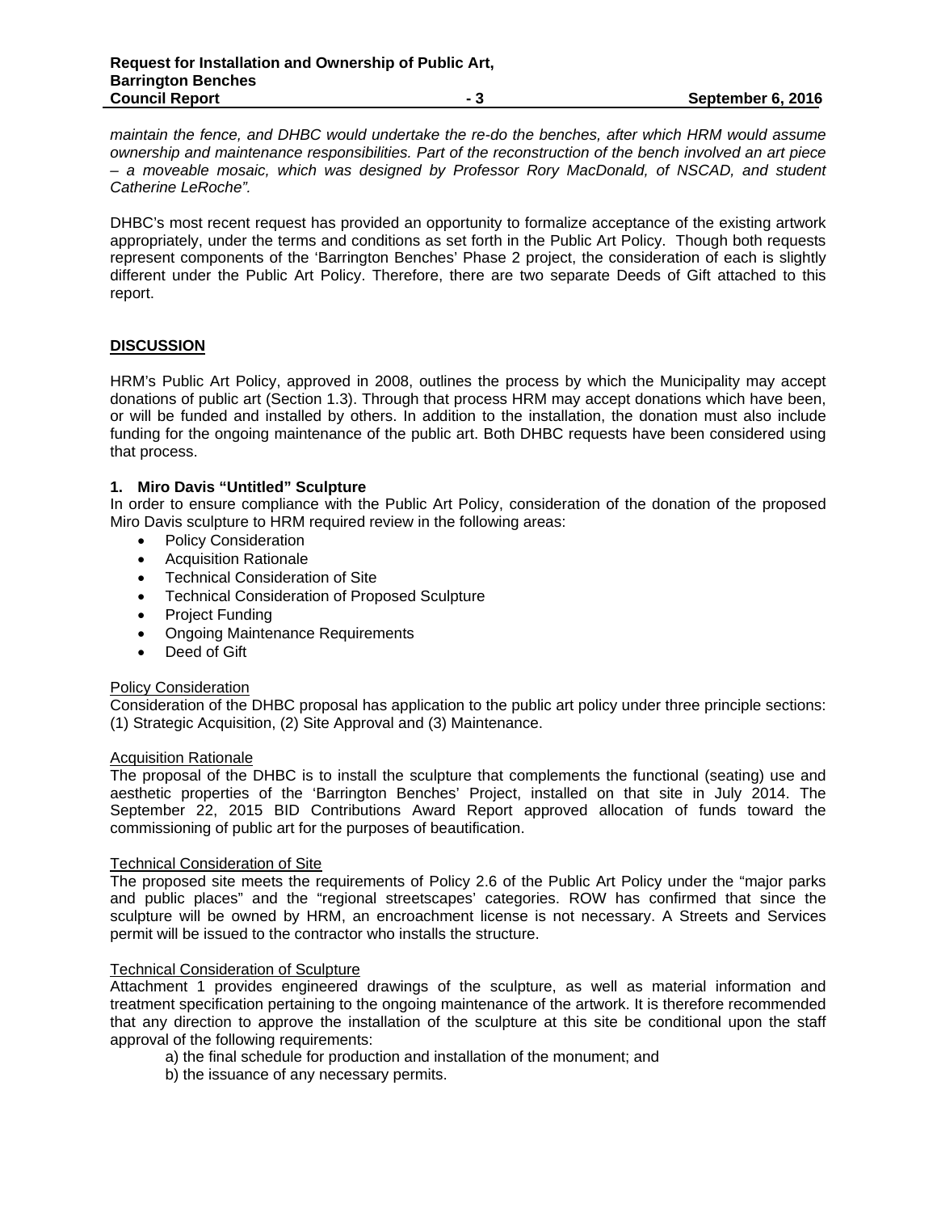*maintain the fence, and DHBC would undertake the re-do the benches, after which HRM would assume ownership and maintenance responsibilities. Part of the reconstruction of the bench involved an art piece – a moveable mosaic, which was designed by Professor Rory MacDonald, of NSCAD, and student Catherine LeRoche".*

DHBC's most recent request has provided an opportunity to formalize acceptance of the existing artwork appropriately, under the terms and conditions as set forth in the Public Art Policy. Though both requests represent components of the 'Barrington Benches' Phase 2 project, the consideration of each is slightly different under the Public Art Policy. Therefore, there are two separate Deeds of Gift attached to this report.

## DISCUSSION

HRM's Public Art Policy, approved in 2008, outlines the process by which the Municipality may accept donations of public art (Section 1.3). Through that process HRM may accept donations which have been, or will be funded and installed by others. In addition to the installation, the donation must also include funding for the ongoing maintenance of the public art. Both DHBC requests have been considered using that process.

### 1. Miro Davis "Untitled" Sculpture

In order to ensure compliance with the Public Art Policy, consideration of the donation of the proposed Miro Davis sculpture to HRM required review in the following areas:

- Policy Consideration
- Acquisition Rationale
- Technical Consideration of Site
- Technical Consideration of Proposed Sculpture
- Project Funding
- Ongoing Maintenance Requirements
- Deed of Gift

<u>Policy Consideration</u>

Consideration of the DHBC proposal has application to the public art policy under three principle sections: (1) Strategic Acquisition, (2) Site Approval and (3) Maintenance.

<u>Acquisition Rationale</u>

The proposal of the DHBC is to install the sculpture that complements the functional (seating) use and aesthetic properties of the 'Barrington Benches' Project, installed on that site in July 2014. The September 22, 2015 BID Contributions Award Report approved allocation of funds toward the commissioning of public art for the purposes of beautification.

<u>Technical Consideration of Site</u>

The proposed site meets the requirements of Policy 2.6 of the Public Art Policy under the "major parks and public places" and the "regional streetscapes' categories. ROW has confirmed that since the sculpture will be owned by HRM, an encroachment license is not necessary. A Streets and Services permit will be issued to the contractor who installs the structure.

<u>Technical Consideration of Sculpture</u>

Attachment 1 provides engineered drawings of the sculpture, as well as material information and treatment specification pertaining to the ongoing maintenance of the artwork. It is therefore recommended that any direction to approve the installation of the sculpture at this site be conditional upon the staff approval of the following requirements:

a) the final schedule for production and installation of the monument; and
b) the issuance of any necessary permits.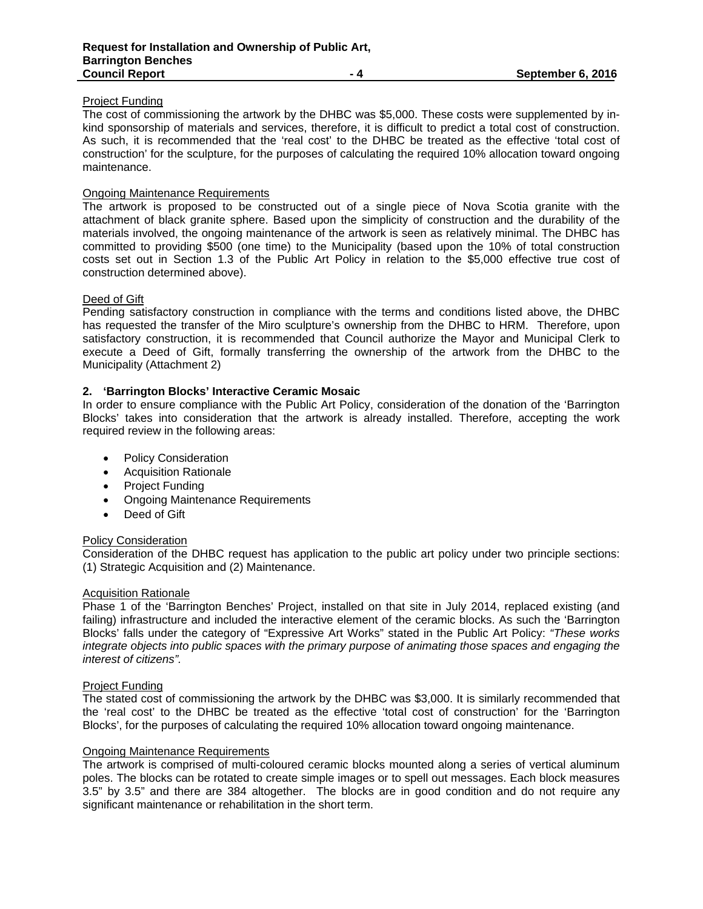Project Funding

The cost of commissioning the artwork by the DHBC was $5,000. These costs were supplemented by in-kind sponsorship of materials and services, therefore, it is difficult to predict a total cost of construction. As such, it is recommended that the 'real cost' to the DHBC be treated as the effective 'total cost of construction' for the sculpture, for the purposes of calculating the required 10% allocation toward ongoing maintenance.

Ongoing Maintenance Requirements

The artwork is proposed to be constructed out of a single piece of Nova Scotia granite with the attachment of black granite sphere. Based upon the simplicity of construction and the durability of the materials involved, the ongoing maintenance of the artwork is seen as relatively minimal. The DHBC has committed to providing $500 (one time) to the Municipality (based upon the 10% of total construction costs set out in Section 1.3 of the Public Art Policy in relation to the $5,000 effective true cost of construction determined above).

Deed of Gift

Pending satisfactory construction in compliance with the terms and conditions listed above, the DHBC has requested the transfer of the Miro sculpture's ownership from the DHBC to HRM. Therefore, upon satisfactory construction, it is recommended that Council authorize the Mayor and Municipal Clerk to execute a Deed of Gift, formally transferring the ownership of the artwork from the DHBC to the Municipality (Attachment 2)

**2. 'Barrington Blocks' Interactive Ceramic Mosaic**

In order to ensure compliance with the Public Art Policy, consideration of the donation of the 'Barrington Blocks' takes into consideration that the artwork is already installed. Therefore, accepting the work required review in the following areas:

- Policy Consideration
- Acquisition Rationale
- Project Funding
- Ongoing Maintenance Requirements
- Deed of Gift

Policy Consideration

Consideration of the DHBC request has application to the public art policy under two principle sections: (1) Strategic Acquisition and (2) Maintenance.

Acquisition Rationale

Phase 1 of the 'Barrington Benches' Project, installed on that site in July 2014, replaced existing (and failing) infrastructure and included the interactive element of the ceramic blocks. As such the 'Barrington Blocks' falls under the category of "Expressive Art Works" stated in the Public Art Policy: *"These works integrate objects into public spaces with the primary purpose of animating those spaces and engaging the interest of citizens".*

Project Funding

The stated cost of commissioning the artwork by the DHBC was $3,000. It is similarly recommended that the 'real cost' to the DHBC be treated as the effective 'total cost of construction' for the 'Barrington Blocks', for the purposes of calculating the required 10% allocation toward ongoing maintenance.

Ongoing Maintenance Requirements

The artwork is comprised of multi-coloured ceramic blocks mounted along a series of vertical aluminum poles. The blocks can be rotated to create simple images or to spell out messages. Each block measures 3.5" by 3.5" and there are 384 altogether. The blocks are in good condition and do not require any significant maintenance or rehabilitation in the short term.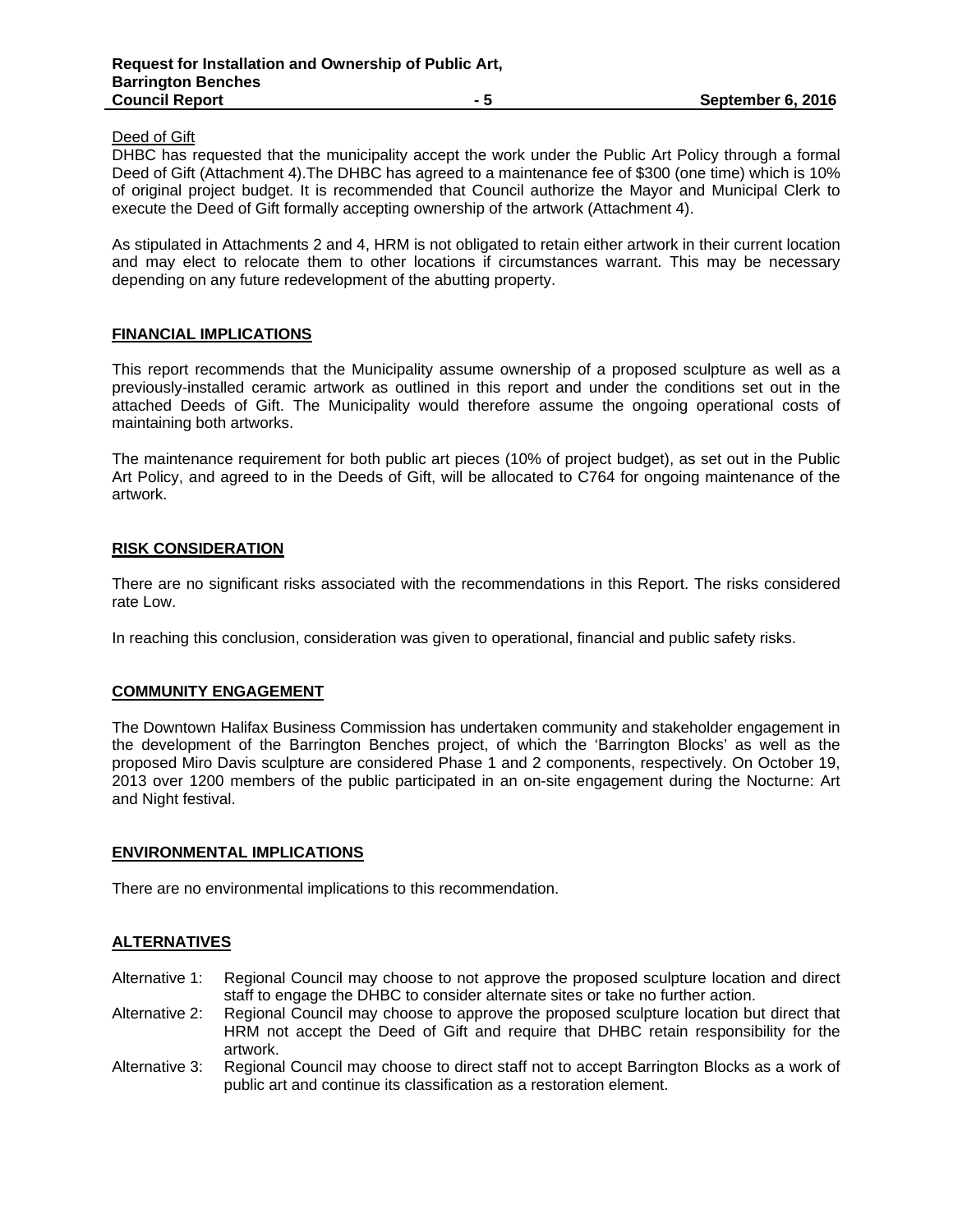Deed of Gift

DHBC has requested that the municipality accept the work under the Public Art Policy through a formal Deed of Gift (Attachment 4).The DHBC has agreed to a maintenance fee of $300 (one time) which is 10% of original project budget. It is recommended that Council authorize the Mayor and Municipal Clerk to execute the Deed of Gift formally accepting ownership of the artwork (Attachment 4).

As stipulated in Attachments 2 and 4, HRM is not obligated to retain either artwork in their current location and may elect to relocate them to other locations if circumstances warrant. This may be necessary depending on any future redevelopment of the abutting property.

## FINANCIAL IMPLICATIONS

This report recommends that the Municipality assume ownership of a proposed sculpture as well as a previously-installed ceramic artwork as outlined in this report and under the conditions set out in the attached Deeds of Gift. The Municipality would therefore assume the ongoing operational costs of maintaining both artworks.

The maintenance requirement for both public art pieces (10% of project budget), as set out in the Public Art Policy, and agreed to in the Deeds of Gift, will be allocated to C764 for ongoing maintenance of the artwork.

## RISK CONSIDERATION

There are no significant risks associated with the recommendations in this Report. The risks considered rate Low.

In reaching this conclusion, consideration was given to operational, financial and public safety risks.

## COMMUNITY ENGAGEMENT

The Downtown Halifax Business Commission has undertaken community and stakeholder engagement in the development of the Barrington Benches project, of which the 'Barrington Blocks' as well as the proposed Miro Davis sculpture are considered Phase 1 and 2 components, respectively. On October 19, 2013 over 1200 members of the public participated in an on-site engagement during the Nocturne: Art and Night festival.

## ENVIRONMENTAL IMPLICATIONS

There are no environmental implications to this recommendation.

## ALTERNATIVES

Alternative 1: Regional Council may choose to not approve the proposed sculpture location and direct staff to engage the DHBC to consider alternate sites or take no further action.

Alternative 2: Regional Council may choose to approve the proposed sculpture location but direct that HRM not accept the Deed of Gift and require that DHBC retain responsibility for the artwork.

Alternative 3: Regional Council may choose to direct staff not to accept Barrington Blocks as a work of public art and continue its classification as a restoration element.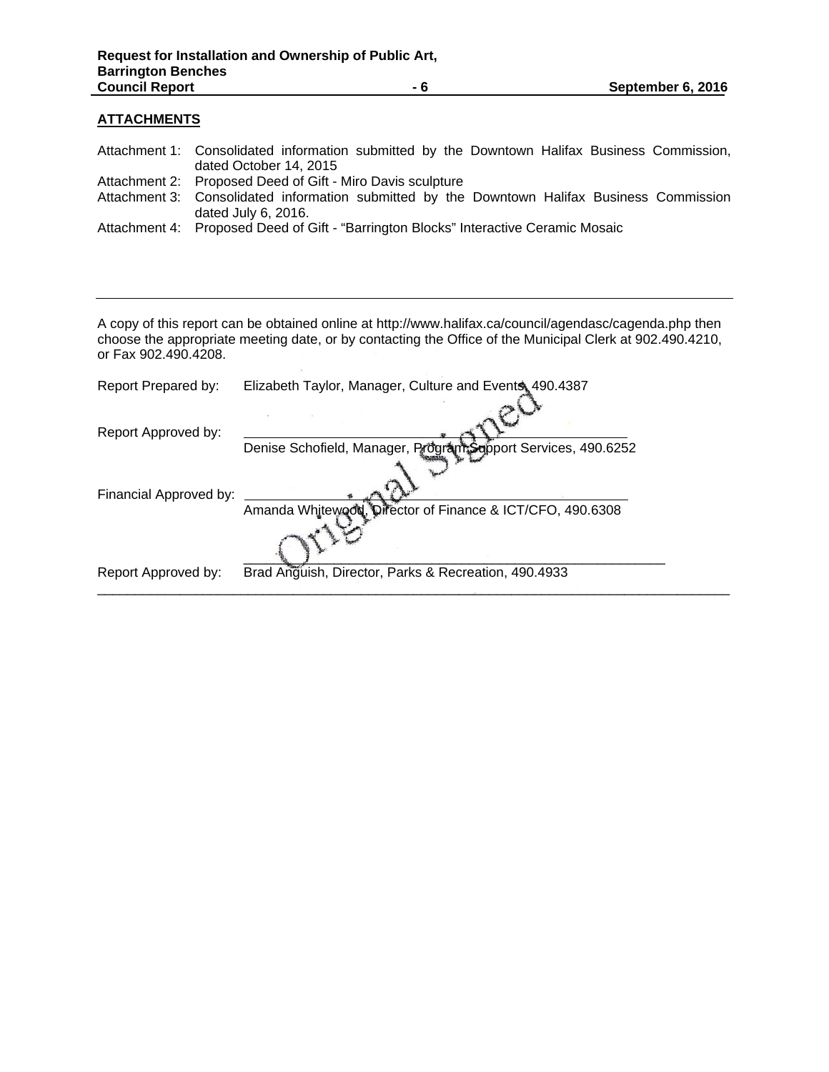## ATTACHMENTS

Attachment 1: Consolidated information submitted by the Downtown Halifax Business Commission, dated October 14, 2015

Attachment 2: Proposed Deed of Gift - Miro Davis sculpture

Attachment 3: Consolidated information submitted by the Downtown Halifax Business Commission dated July 6, 2016.

Attachment 4: Proposed Deed of Gift - "Barrington Blocks" Interactive Ceramic Mosaic

---

A copy of this report can be obtained online at http://www.halifax.ca/council/agendasc/cagenda.php then choose the appropriate meeting date, or by contacting the Office of the Municipal Clerk at 902.490.4210, or Fax 902.490.4208.

Report Prepared by: Elizabeth Taylor, Manager, Culture and Events, 490.4387

Report Approved by: Denise Schofield, Manager, Program Support Services, 490.6252

Financial Approved by: Amanda Whitewood, Director of Finance & ICT/CFO, 490.6308

Report Approved by: Brad Anguish, Director, Parks & Recreation, 490.4933

Original Signed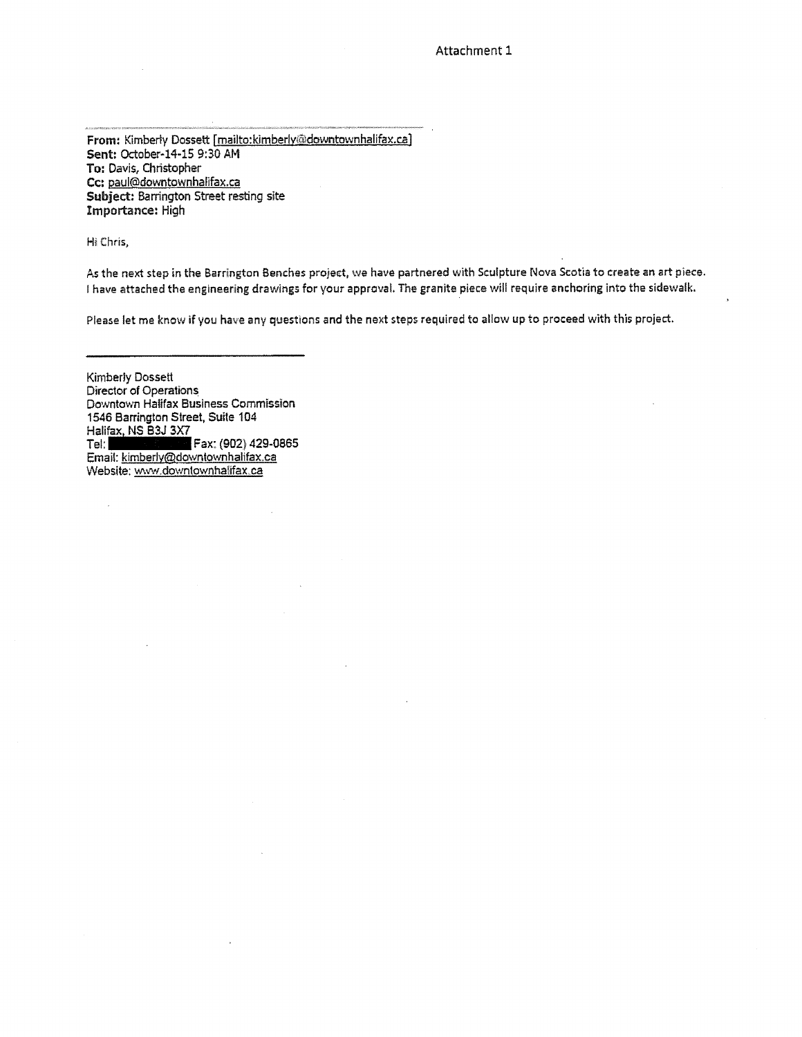Attachment 1

**From:** Kimberly Dossett [mailto:kimberly@downtownhalifax.ca]
**Sent:** October-14-15 9:30 AM
**To:** Davis, Christopher
**Cc:** paul@downtownhalifax.ca
**Subject:** Barrington Street resting site
**Importance:** High

Hi Chris,

As the next step in the Barrington Benches project, we have partnered with Sculpture Nova Scotia to create an art piece. I have attached the engineering drawings for your approval. The granite piece will require anchoring into the sidewalk.

Please let me know if you have any questions and the next steps required to allow up to proceed with this project.

---

Kimberly Dossett
Director of Operations
Downtown Halifax Business Commission
1546 Barrington Street, Suite 104
Halifax, NS B3J 3X7
Tel: [redacted] Fax: (902) 429-0865
Email: kimberly@downtownhalifax.ca
Website: www.downtownhalifax.ca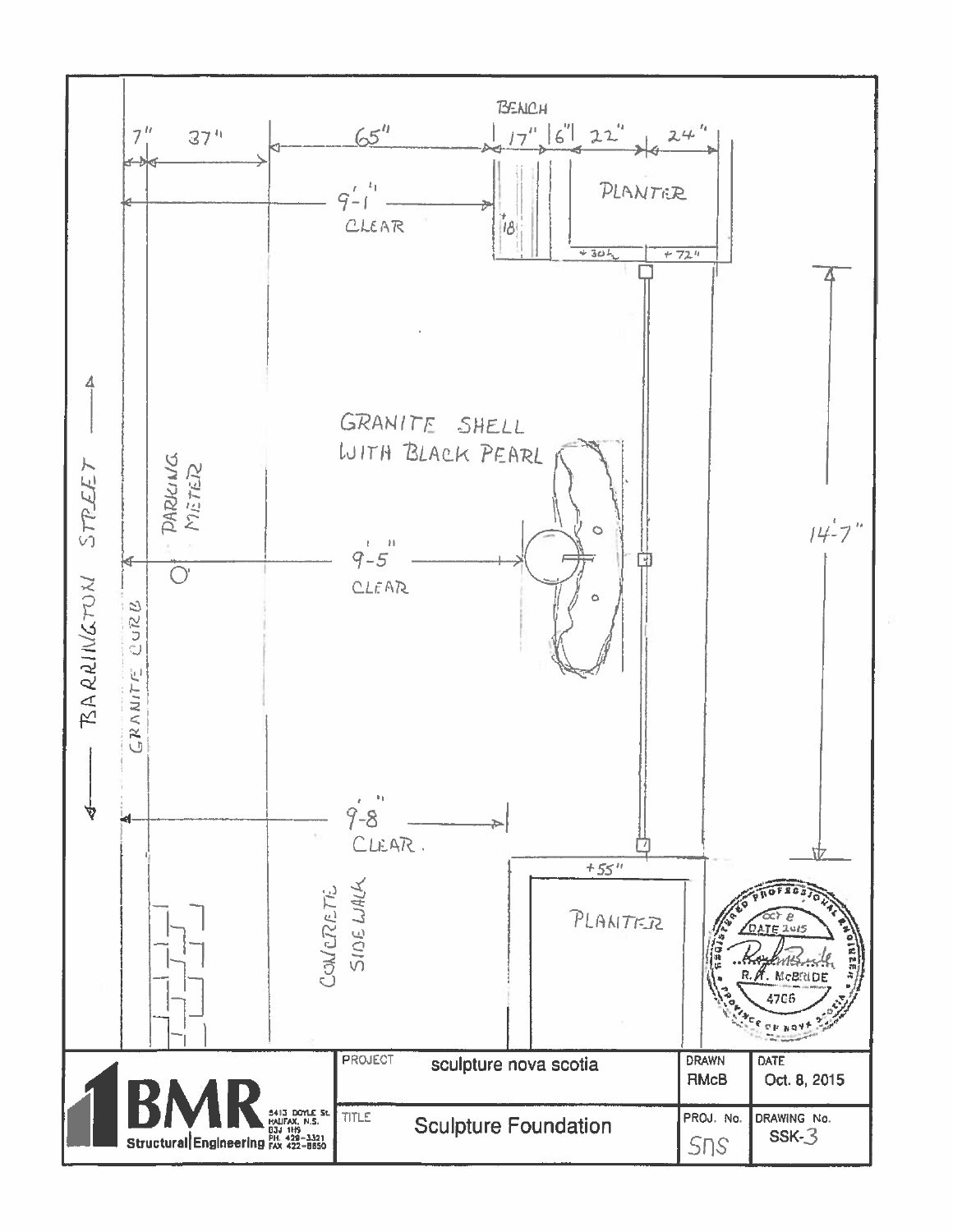BENCH

7" | 37" | 65" | 17" | 6" | 22" | 24"

9'-1" CLEAR

18

PLANTER

+30" | +72"

GRANITE SHELL WITH BLACK PEARL

BARRINGTON STREET

GRANITE CURB

PARKING METER

9'-5" CLEAR

14'-7"

9'-8" CLEAR.

+55"

PLANTER

CONCRETE SIDEWALK

REGISTERED PROFESSIONAL ENGINEER
OCT 8
DATE 2015
R. A. McBRIDE
4706
PROVINCE OF NOVA SCOTIA

BMR Structural Engineering
5413 Doyle St.
Halifax, N.S.
B3J 1H9
PH. 429-3321
FAX 422-8850

| PROJECT | sculpture nova scotia | DRAWN | DATE |
|---|---|---|---|
| | | RMcB | Oct. 8, 2015 |
| TITLE | Sculpture Foundation | PROJ. No. | DRAWING No. |
| | | SNS | SSK-3 |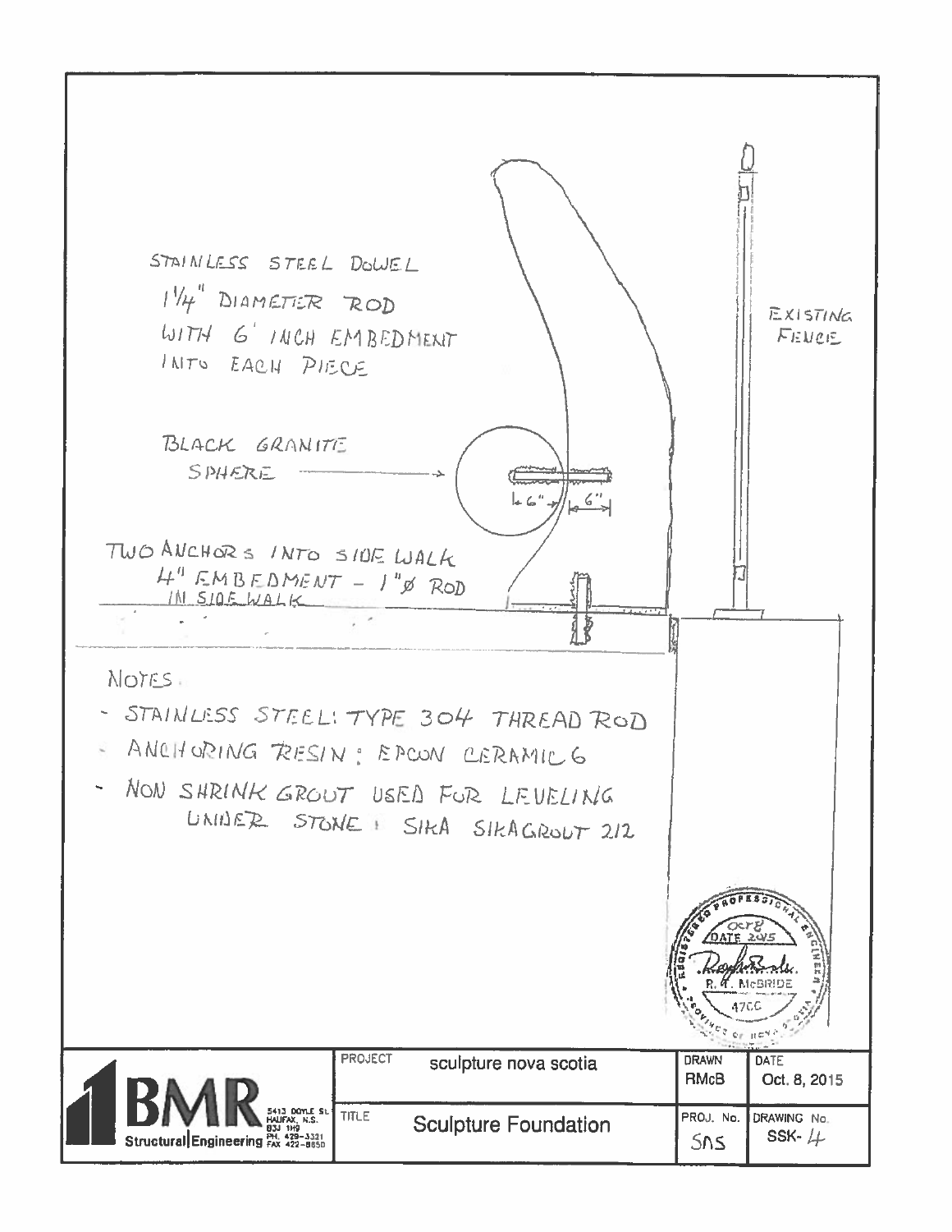STAINLESS STEEL DOWEL
1¼" DIAMETER ROD
WITH 6' INCH EMBEDMENT
INTO EACH PIECE

EXISTING FENCE

BLACK GRANITE SPHERE

6" 6"

TWO ANCHORS INTO SIDE WALK
4" EMBEDMENT - 1"Ø ROD
IN SIDE WALK

NOTES:

- STAINLESS STEEL: TYPE 304 THREAD ROD
- ANCHORING RESIN: EPCON CERAMIC 6
- NON SHRINK GROUT USED FOR LEVELING UNDER STONE: SIKA SIKAGROUT 212

REGISTERED PROFESSIONAL ENGINEER
OCT 8 DATE 2015
R. T. McBRIDE
4700
PROVINCE OF NOVA SCOTIA

BMR Structural Engineering
5413 DOYLE ST.
HALIFAX, N.S.
B3J 1H9
PH. 429-3321
FAX 422-8850

| PROJECT | sculpture nova scotia | DRAWN RMcB | DATE Oct. 8, 2015 |
|---|---|---|---|
| TITLE | Sculpture Foundation | PROJ. No. SNS | DRAWING No. SSK-4 |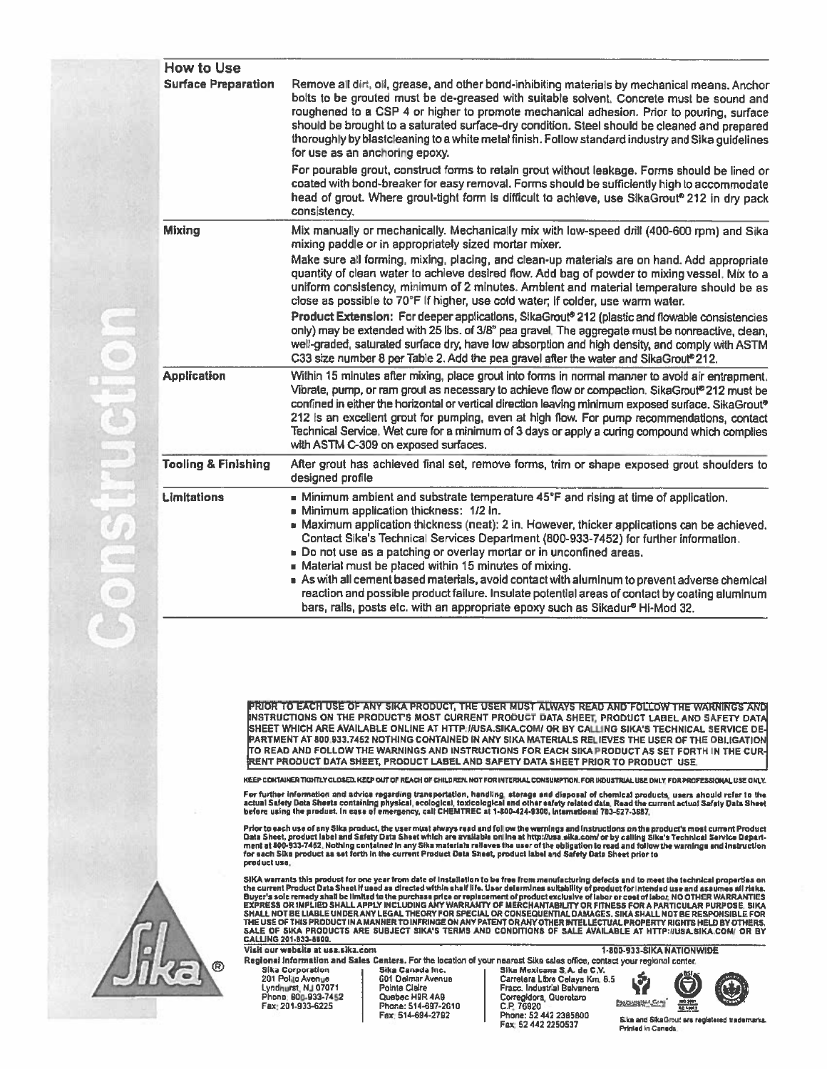## How to Use

| | |
|---|---|
| **Surface Preparation** | Remove all dirt, oil, grease, and other bond-inhibiting materials by mechanical means. Anchor bolts to be grouted must be de-greased with suitable solvent. Concrete must be sound and roughened to a CSP 4 or higher to promote mechanical adhesion. Prior to pouring, surface should be brought to a saturated surface-dry condition. Steel should be cleaned and prepared thoroughly by blastcleaning to a white metal finish. Follow standard industry and Sika guidelines for use as an anchoring epoxy. <br><br> For pourable grout, construct forms to retain grout without leakage. Forms should be lined or coated with bond-breaker for easy removal. Forms should be sufficiently high to accommodate head of grout. Where grout-tight form is difficult to achieve, use SikaGrout® 212 in dry pack consistency. |
| **Mixing** | Mix manually or mechanically. Mechanically mix with low-speed drill (400-600 rpm) and Sika mixing paddle or in appropriately sized mortar mixer. <br><br> Make sure all forming, mixing, placing, and clean-up materials are on hand. Add appropriate quantity of clean water to achieve desired flow. Add bag of powder to mixing vessel. Mix to a uniform consistency, minimum of 2 minutes. Ambient and material temperature should be as close as possible to 70°F If higher, use cold water; if colder, use warm water. <br><br> **Product Extension:** For deeper applications, SikaGrout® 212 (plastic and flowable consistencies only) may be extended with 25 lbs. of 3/8" pea gravel. The aggregate must be nonreactive, clean, well-graded, saturated surface dry, have low absorption and high density, and comply with ASTM C33 size number 8 per Table 2. Add the pea gravel after the water and SikaGrout® 212. |
| **Application** | Within 15 minutes after mixing, place grout into forms in normal manner to avoid air entrapment. Vibrate, pump, or ram grout as necessary to achieve flow or compaction. SikaGrout® 212 must be confined in either the horizontal or vertical direction leaving minimum exposed surface. SikaGrout® 212 is an excellent grout for pumping, even at high flow. For pump recommendations, contact Technical Service. Wet cure for a minimum of 3 days or apply a curing compound which complies with ASTM C-309 on exposed surfaces. |
| **Tooling & Finishing** | After grout has achieved final set, remove forms, trim or shape exposed grout shoulders to designed profile |
| **Limitations** | ■ Minimum ambient and substrate temperature 45°F and rising at time of application. <br> ■ Minimum application thickness: 1/2 in. <br> ■ Maximum application thickness (neat): 2 in. However, thicker applications can be achieved. Contact Sika's Technical Services Department (800-933-7452) for further information. <br> ■ Do not use as a patching or overlay mortar or in unconfined areas. <br> ■ Material must be placed within 15 minutes of mixing. <br> ■ As with all cement based materials, avoid contact with aluminum to prevent adverse chemical reaction and possible product failure. Insulate potential areas of contact by coating aluminum bars, rails, posts etc. with an appropriate epoxy such as Sikadur® Hi-Mod 32. |

**PRIOR TO EACH USE OF ANY SIKA PRODUCT, THE USER MUST ALWAYS READ AND FOLLOW THE WARNINGS AND INSTRUCTIONS ON THE PRODUCT'S MOST CURRENT PRODUCT DATA SHEET, PRODUCT LABEL AND SAFETY DATA SHEET WHICH ARE AVAILABLE ONLINE AT HTTP://USA.SIKA.COM/ OR BY CALLING SIKA'S TECHNICAL SERVICE DEPARTMENT AT 800.933.7452 NOTHING CONTAINED IN ANY SIKA MATERIALS RELIEVES THE USER OF THE OBLIGATION TO READ AND FOLLOW THE WARNINGS AND INSTRUCTIONS FOR EACH SIKA PRODUCT AS SET FORTH IN THE CURRENT PRODUCT DATA SHEET, PRODUCT LABEL AND SAFETY DATA SHEET PRIOR TO PRODUCT USE.**

KEEP CONTAINER TIGHTLY CLOSED. KEEP OUT OF REACH OF CHILDREN. NOT FOR INTERNAL CONSUMPTION. FOR INDUSTRIAL USE ONLY. FOR PROFESSIONAL USE ONLY.

For further information and advice regarding transportation, handling, storage and disposal of chemical products, users should refer to the actual Safety Data Sheets containing physical, ecological, toxicological and other safety related data. Read the current actual Safety Data Sheet before using the product. In case of emergency, call CHEMTREC at 1-800-424-9300, International 703-527-3887.

Prior to each use of any Sika product, the user must always read and follow the warnings and instructions on the product's most current Product Data Sheet, product label and Safety Data Sheet which are available online at http://usa.sika.com/ or by calling Sika's Technical Service Department at 800-933-7452. Nothing contained in any Sika materials relieves the user of the obligation to read and follow the warnings and instruction for each Sika product as set forth in the current Product Data Sheet, product label and Safety Data Sheet prior to product use.

SIKA warrants this product for one year from date of installation to be free from manufacturing defects and to meet the technical properties on the current Product Data Sheet if used as directed within shelf life. User determines suitability of product for intended use and assumes all risks. Buyer's sole remedy shall be limited to the purchase price or replacement of product exclusive of labor or cost of labor. NO OTHER WARRANTIES EXPRESS OR IMPLIED SHALL APPLY INCLUDING ANY WARRANTY OF MERCHANTABILITY OR FITNESS FOR A PARTICULAR PURPOSE. SIKA SHALL NOT BE LIABLE UNDER ANY LEGAL THEORY FOR SPECIAL OR CONSEQUENTIAL DAMAGES. SIKA SHALL NOT BE RESPONSIBLE FOR THE USE OF THIS PRODUCT IN A MANNER TO INFRINGE ON ANY PATENT OR ANY OTHER INTELLECTUAL PROPERTY RIGHTS HELD BY OTHERS. SALE OF SIKA PRODUCTS ARE SUBJECT SIKA'S TERMS AND CONDITIONS OF SALE AVAILABLE AT HTTP://USA.SIKA.COM/ OR BY CALLING 201-933-8800.

Visit our website at usa.sika.com — 1-800-933-SIKA NATIONWIDE

Regional Information and Sales Centers. For the location of your nearest Sika sales office, contact your regional center.

| Sika Corporation | Sika Canada Inc. | Sika Mexicana S.A. de C.V. |
|---|---|---|
| 201 Polito Avenue | 601 Delmar Avenue | Carretera Libre Celaya Km. 8.5 |
| Lyndhurst, NJ 07071 | Pointe Claire | Fracc. Industrial Balvanera |
| Phone: 800-933-7452 | Quebec H9R 4A9 | Corregidora, Queretaro |
| Fax: 201-933-6225 | Phone: 514-697-2610 | C.P. 76920 |
| | Fax: 514-694-2792 | Phone: 52 442 2385800 |
| | | Fax: 52 442 2250537 |

Sika and SikaGrout are registered trademarks. Printed in Canada.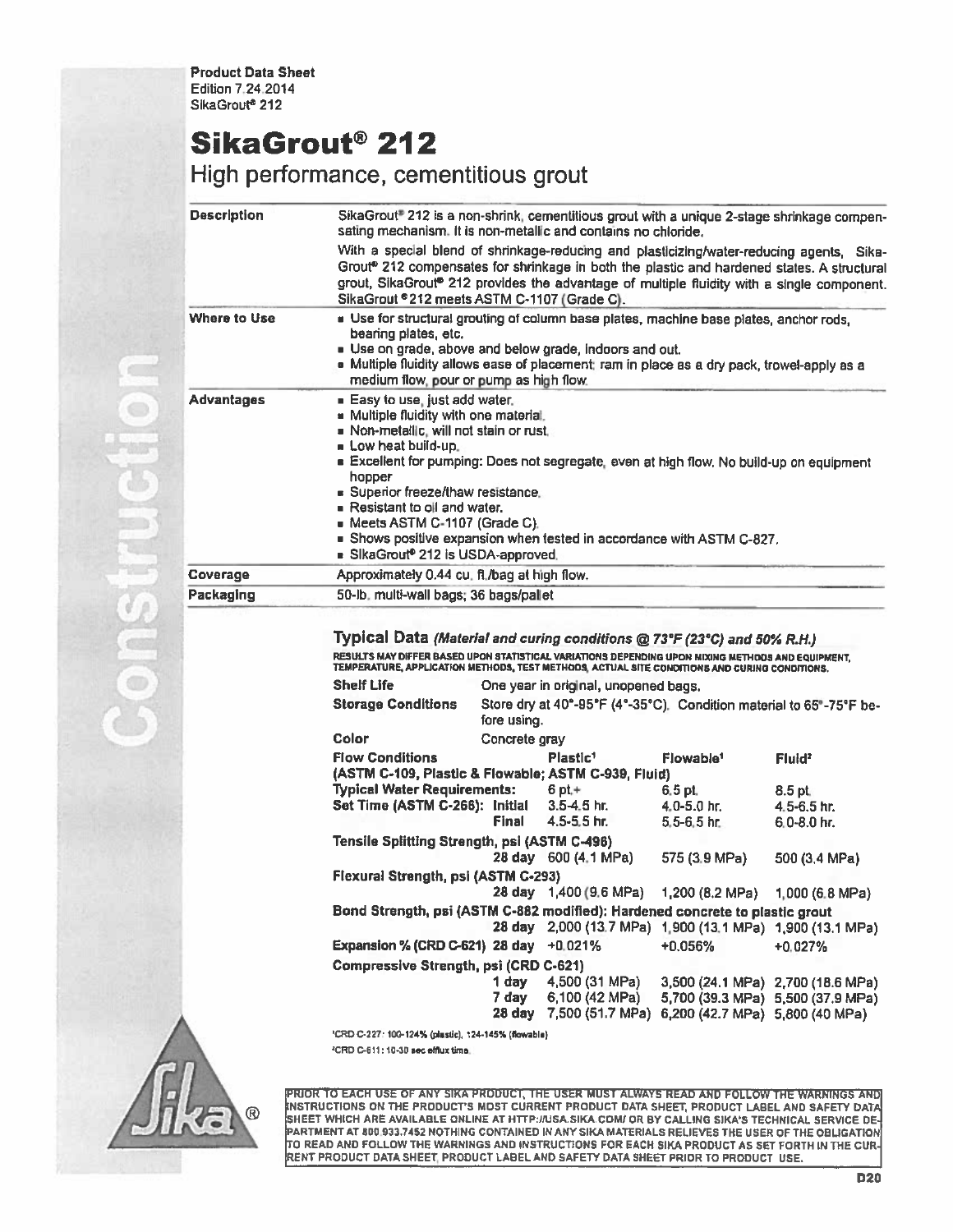**Product Data Sheet**
Edition 7.24.2014
SikaGrout® 212

# SikaGrout® 212

## High performance, cementitious grout

| | |
|---|---|
| **Description** | SikaGrout® 212 is a non-shrink, cementitious grout with a unique 2-stage shrinkage compensating mechanism. It is non-metallic and contains no chloride. With a special blend of shrinkage-reducing and plasticizing/water-reducing agents, SikaGrout® 212 compensates for shrinkage in both the plastic and hardened states. A structural grout, SikaGrout® 212 provides the advantage of multiple fluidity with a single component. SikaGrout ®212 meets ASTM C-1107 (Grade C). |
| **Where to Use** | ■ Use for structural grouting of column base plates, machine base plates, anchor rods, bearing plates, etc. ■ Use on grade, above and below grade, indoors and out. ■ Multiple fluidity allows ease of placement: ram in place as a dry pack, trowel-apply as a medium flow, pour or pump as high flow. |
| **Advantages** | ■ Easy to use, just add water. ■ Multiple fluidity with one material. ■ Non-metallic, will not stain or rust. ■ Low heat build-up. ■ Excellent for pumping: Does not segregate, even at high flow. No build-up on equipment hopper ■ Superior freeze/thaw resistance. ■ Resistant to oil and water. ■ Meets ASTM C-1107 (Grade C). ■ Shows positive expansion when tested in accordance with ASTM C-827. ■ SikaGrout® 212 is USDA-approved. |
| **Coverage** | Approximately 0.44 cu. ft./bag at high flow. |
| **Packaging** | 50-lb. multi-wall bags; 36 bags/pallet |

### Typical Data *(Material and curing conditions @ 73°F (23°C) and 50% R.H.)*

RESULTS MAY DIFFER BASED UPON STATISTICAL VARIATIONS DEPENDING UPON MIXING METHODS AND EQUIPMENT, TEMPERATURE, APPLICATION METHODS, TEST METHODS, ACTUAL SITE CONDITIONS AND CURING CONDITIONS.

| | |
|---|---|
| **Shelf Life** | One year in original, unopened bags. |
| **Storage Conditions** | Store dry at 40°-95°F (4°-35°C). Condition material to 65°-75°F before using. |
| **Color** | Concrete gray |

| **Flow Conditions** (ASTM C-109, Plastic & Flowable; ASTM C-939, Fluid) | | **Plastic**[1] | **Flowable**[1] | **Fluid**[2] |
|---|---|---|---|---|
| **Typical Water Requirements:** | | 6 pt.+ | 6.5 pt. | 8.5 pt. |
| **Set Time (ASTM C-266):** | **Initial** | 3.5-4.5 hr. | 4.0-5.0 hr. | 4.5-6.5 hr. |
| | **Final** | 4.5-5.5 hr. | 5.5-6.5 hr. | 6.0-8.0 hr. |
| **Tensile Splitting Strength, psi (ASTM C-496)** | **28 day** | 600 (4.1 MPa) | 575 (3.9 MPa) | 500 (3.4 MPa) |
| **Flexural Strength, psi (ASTM C-293)** | **28 day** | 1,400 (9.6 MPa) | 1,200 (8.2 MPa) | 1,000 (6.8 MPa) |
| **Bond Strength, psi (ASTM C-882 modified): Hardened concrete to plastic grout** | **28 day** | 2,000 (13.7 MPa) | 1,900 (13.1 MPa) | 1,900 (13.1 MPa) |
| **Expansion % (CRD C-621)** | **28 day** | +0.021% | +0.056% | +0.027% |
| **Compressive Strength, psi (CRD C-621)** | **1 day** | 4,500 (31 MPa) | 3,500 (24.1 MPa) | 2,700 (18.6 MPa) |
| | **7 day** | 6,100 (42 MPa) | 5,700 (39.3 MPa) | 5,500 (37.9 MPa) |
| | **28 day** | 7,500 (51.7 MPa) | 6,200 (42.7 MPa) | 5,800 (40 MPa) |

[1]CRD C-227: 100-124% (plastic), 124-145% (flowable)
[2]CRD C-611: 10-30 sec efflux time.

PRIOR TO EACH USE OF ANY SIKA PRODUCT, THE USER MUST ALWAYS READ AND FOLLOW THE WARNINGS AND INSTRUCTIONS ON THE PRODUCT'S MOST CURRENT PRODUCT DATA SHEET, PRODUCT LABEL AND SAFETY DATA SHEET WHICH ARE AVAILABLE ONLINE AT HTTP://USA.SIKA.COM/ OR BY CALLING SIKA'S TECHNICAL SERVICE DEPARTMENT AT 800.933.7452 NOTHING CONTAINED IN ANY SIKA MATERIALS RELIEVES THE USER OF THE OBLIGATION TO READ AND FOLLOW THE WARNINGS AND INSTRUCTIONS FOR EACH SIKA PRODUCT AS SET FORTH IN THE CURRENT PRODUCT DATA SHEET, PRODUCT LABEL AND SAFETY DATA SHEET PRIOR TO PRODUCT USE.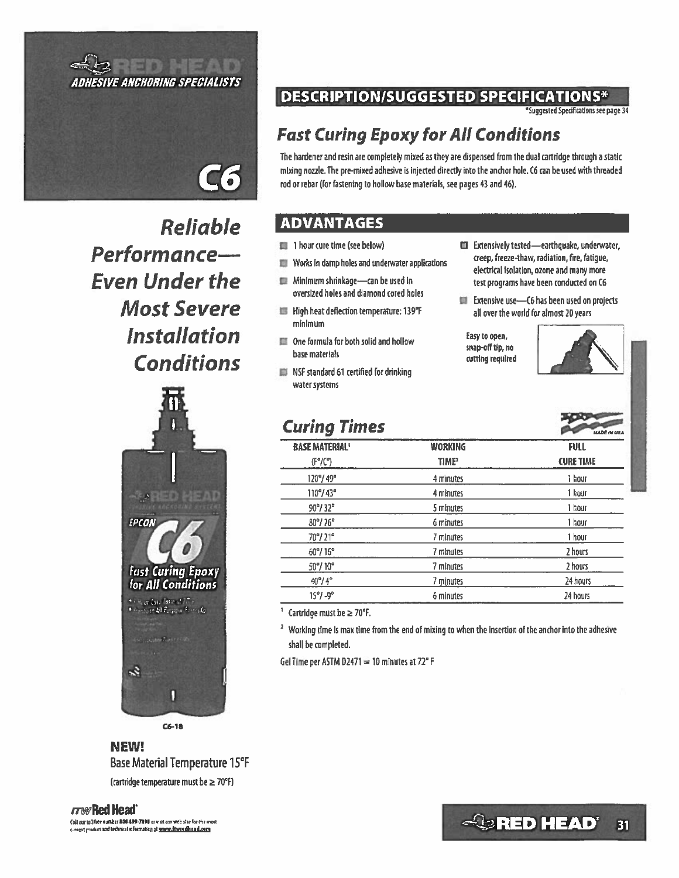RED HEAD

*ADHESIVE ANCHORING SPECIALISTS*

# C6

## Reliable Performance—Even Under the Most Severe Installation Conditions

C6-18

**NEW!**
Base Material Temperature 15°F
(cartridge temperature must be ≥ 70°F)

## DESCRIPTION/SUGGESTED SPECIFICATIONS*

*Suggested Specifications see page 34

### *Fast Curing Epoxy for All Conditions*

The hardener and resin are completely mixed as they are dispensed from the dual cartridge through a static mixing nozzle. The pre-mixed adhesive is injected directly into the anchor hole. C6 can be used with threaded rod or rebar (for fastening to hollow base materials, see pages 43 and 46).

## ADVANTAGES

- 1 hour cure time (see below)
- Works in damp holes and underwater applications
- Minimum shrinkage—can be used in oversized holes and diamond cored holes
- High heat deflection temperature: 139°F minimum
- One formula for both solid and hollow base materials
- NSF standard 61 certified for drinking water systems
- Extensively tested—earthquake, underwater, creep, freeze-thaw, radiation, fire, fatigue, electrical isolation, ozone and many more test programs have been conducted on C6
- Extensive use—C6 has been used on projects all over the world for almost 20 years

Easy to open, snap-off tip, no cutting required

## *Curing Times*

MADE IN USA

| BASE MATERIAL[1] (F°/C°) | WORKING TIME[2] | FULL CURE TIME |
|---|---|---|
| 120°/49° | 4 minutes | 1 hour |
| 110°/43° | 4 minutes | 1 hour |
| 90°/32° | 5 minutes | 1 hour |
| 80°/26° | 6 minutes | 1 hour |
| 70°/21° | 7 minutes | 1 hour |
| 60°/16° | 7 minutes | 2 hours |
| 50°/10° | 7 minutes | 2 hours |
| 40°/4° | 7 minutes | 24 hours |
| 15°/-9° | 6 minutes | 24 hours |

[1] Cartridge must be ≥ 70°F.

[2] Working time is max time from the end of mixing to when the insertion of the anchor into the adhesive shall be completed.

Gel Time per ASTM D2471 = 10 minutes at 72° F

ITW Red Head

Call our toll free number 800-899-7890 or visit our web site for the most current product and technical information at www.itwredhead.com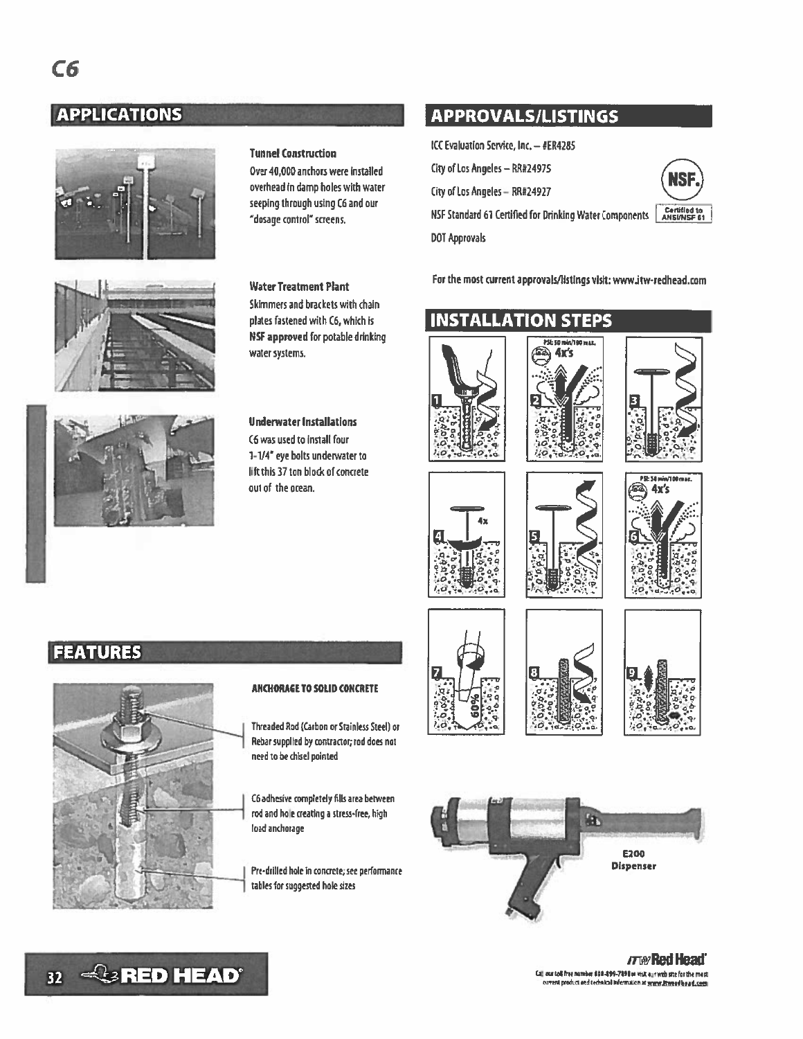# C6

## APPLICATIONS

**Tunnel Construction**

Over 40,000 anchors were installed overhead in damp holes with water seeping through using C6 and our "dosage control" screens.

**Water Treatment Plant**

Skimmers and brackets with chain plates fastened with C6, which is **NSF approved** for potable drinking water systems.

**Underwater Installations**

C6 was used to install four 1-1/4" eye bolts underwater to lift this 37 ton block of concrete out of the ocean.

## APPROVALS/LISTINGS

ICC Evaluation Service, Inc. – #ER4285

City of Los Angeles – RR#24975

City of Los Angeles – RR#24927

NSF Standard 61 Certified for Drinking Water Components

Certified to ANSI/NSF 61

DOT Approvals

For the most current approvals/listings visit: www.itw-redhead.com

## INSTALLATION STEPS

## FEATURES

**ANCHORAGE TO SOLID CONCRETE**

Threaded Rod (Carbon or Stainless Steel) or Rebar supplied by contractor; rod does not need to be chisel pointed

C6 adhesive completely fills area between rod and hole creating a stress-free, high load anchorage

Pre-drilled hole in concrete; see performance tables for suggested hole sizes

E200 Dispenser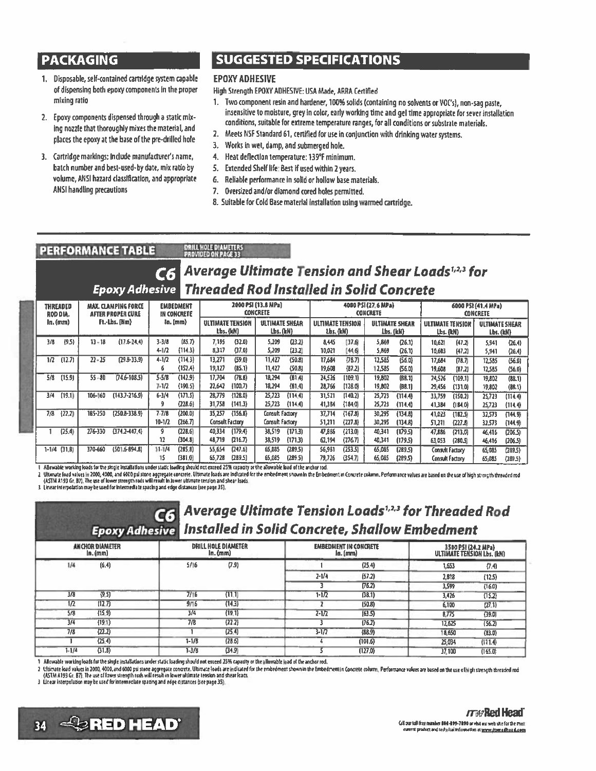## PACKAGING

1. Disposable, self-contained cartridge system capable of dispensing both epoxy components in the proper mixing ratio
2. Epoxy components dispensed through a static mixing nozzle that thoroughly mixes the material, and places the epoxy at the base of the pre-drilled hole
3. Cartridge markings: Include manufacturer's name, batch number and best-used-by date, mix ratio by volume, ANSI hazard classification, and appropriate ANSI handling precautions

## SUGGESTED SPECIFICATIONS

### EPOXY ADHESIVE

High Strength EPOXY ADHESIVE: USA Made, ARRA Certified

1. Two component resin and hardener, 100% solids (containing no solvents or VOC's), non-sag paste, insensitive to moisture, grey in color, early working time and gel time appropriate for sever installation conditions, suitable for extreme temperature ranges, for all conditions or substrate materials.
2. Meets NSF Standard 61, certified for use in conjunction with drinking water systems.
3. Works in wet, damp, and submerged hole.
4. Heat deflection temperature: 139°F minimum.
5. Extended Shelf life: Best if used within 2 years.
6. Reliable performance in solid or hollow base materials.
7. Oversized and/or diamond cored holes permitted.
8. Suitable for Cold Base material installation using warmed cartridge.

## PERFORMANCE TABLE

DRILL HOLE DIAMETERS PROVIDED ON PAGE 33

### C6 Epoxy Adhesive — Average Ultimate Tension and Shear Loads[1,2,3] for Threaded Rod Installed in Solid Concrete

| THREADED ROD DIA. In. (mm) | MAX. CLAMPING FORCE AFTER PROPER CURE Ft.-Lbs. (Nm) | EMBEDMENT IN CONCRETE In. (mm) | 2000 PSI (13.8 MPa) CONCRETE | | 4000 PSI (27.6 MPa) CONCRETE | | 6000 PSI (41.4 MPa) CONCRETE | |
|---|---|---|---|---|---|---|---|---|
| | | | ULTIMATE TENSION Lbs. (kN) | ULTIMATE SHEAR Lbs. (kN) | ULTIMATE TENSION Lbs. (kN) | ULTIMATE SHEAR Lbs. (kN) | ULTIMATE TENSION Lbs. (kN) | ULTIMATE SHEAR Lbs. (kN) |
| 3/8 (9.5) | 13 - 18 (17.6-24.4) | 3-3/8 (85.7) | 7,195 (32.0) | 5,209 (23.2) | 8,445 (37.6) | 5,869 (26.1) | 10,621 (47.2) | 5,941 (26.4) |
| | | 4-1/2 (114.3) | 8,317 (37.0) | 5,209 (23.2) | 10,021 (44.6) | 5,869 (26.1) | 10,603 (47.2) | 5,941 (26.4) |
| 1/2 (12.7) | 22 - 25 (29.8-33.9) | 4-1/2 (114.3) | 13,271 (59.0) | 11,427 (50.8) | 17,684 (78.7) | 12,585 (56.0) | 17,684 (78.7) | 12,585 (56.0) |
| | | 6 (152.4) | 19,127 (85.1) | 11,427 (50.8) | 19,608 (87.2) | 12,585 (56.0) | 19,608 (87.2) | 12,585 (56.0) |
| 5/8 (15.9) | 55 - 80 (74.6-108.5) | 5-5/8 (142.9) | 17,704 (78.8) | 18,294 (81.4) | 24,526 (109.1) | 19,802 (88.1) | 24,526 (109.1) | 19,802 (88.1) |
| | | 7-1/2 (190.5) | 22,642 (100.7) | 18,294 (81.4) | 28,766 (128.0) | 19,802 (88.1) | 29,456 (131.0) | 19,802 (88.1) |
| 3/4 (19.1) | 106-160 (143.7-216.9) | 6-3/4 (171.5) | 28,779 (128.0) | 25,723 (114.4) | 31,521 (140.2) | 25,723 (114.4) | 33,759 (150.2) | 25,723 (114.4) |
| | | 9 (228.6) | 31,758 (141.3) | 25,723 (114.4) | 41,384 (184.0) | 25,723 (114.4) | 41,384 (184.0) | 25,723 (114.4) |
| 7/8 (22.2) | 185-250 (250.8-338.9) | 7-7/8 (200.0) | 35,257 (156.8) | Consult Factory | 37,714 (167.8) | 30,295 (134.8) | 41,023 (182.5) | 32,573 (144.9) |
| | | 10-1/2 (266.7) | Consult Factory | Consult Factory | 51,211 (227.8) | 30,295 (134.8) | 51,211 (227.8) | 32,573 (144.9) |
| 1 (25.4) | 276-330 (374.2-447.4) | 9 (228.6) | 40,334 (179.4) | 38,519 (171.3) | 47,886 (213.0) | 40,341 (179.5) | 47,886 (213.0) | 46,416 (206.5) |
| | | 12 (304.8) | 48,719 (216.7) | 38,519 (171.3) | 62,194 (276.7) | 40,341 (179.5) | 63,053 (280.5) | 46,416 (206.5) |
| 1-1/4 (31.8) | 370-660 (501.6-894.8) | 11-1/4 (285.8) | 55,654 (247.6) | 65,085 (289.5) | 56,981 (253.5) | 65,085 (289.5) | Consult Factory | 65,085 (289.5) |
| | | 15 (381.0) | 65,728 (289.5) | 65,085 (289.5) | 79,726 (354.7) | 65,085 (289.5) | Consult Factory | 65,085 (289.5) |

1 Allowable working loads for the single installations under static loading should not exceed 25% capacity or the allowable load of the anchor rod.
2 Ultimate load values in 2000, 4000, and 6000 psi stone aggregate concrete. Ultimate loads are indicated for the embedment shown in the Embedment in Concrete column. Performance values are based on the use of high strength threaded rod (ASTM A193 Gr. B7). The use of lower strength rods will result in lower ultimate tension and shear loads.
3 Linear interpolation may be used for intermediate spacing and edge distances (see page 35).

### C6 Epoxy Adhesive — Average Ultimate Tension Loads[1,2,3] for Threaded Rod Installed in Solid Concrete, Shallow Embedment

| ANCHOR DIAMETER In. (mm) | DRILL HOLE DIAMETER In. (mm) | EMBEDMENT IN CONCRETE In. (mm) | 3500 PSI (24.2 MPa) ULTIMATE TENSION Lbs. (kN) |
|---|---|---|---|
| 1/4 (6.4) | 5/16 (7.9) | 1 (25.4) | 1,653 (7.4) |
| | | 2-1/4 (57.2) | 2,818 (12.5) |
| | | 3 (76.2) | 3,599 (16.0) |
| 3/8 (9.5) | 7/16 (11.1) | 1-1/2 (38.1) | 3,426 (15.2) |
| 1/2 (12.7) | 9/16 (14.3) | 2 (50.8) | 6,100 (27.1) |
| 5/8 (15.9) | 3/4 (19.1) | 2-1/2 (63.5) | 8,775 (39.0) |
| 3/4 (19.1) | 7/8 (22.2) | 3 (76.2) | 12,625 (56.2) |
| 7/8 (22.2) | 1 (25.4) | 3-1/2 (88.9) | 18,650 (83.0) |
| 1 (25.4) | 1-1/8 (28.6) | 4 (101.6) | 25,034 (111.4) |
| 1-1/4 (31.8) | 1-3/8 (34.9) | 5 (127.0) | 37,100 (165.0) |

1 Allowable working loads for the single installations under static loading should not exceed 25% capacity or the allowable load of the anchor rod.
2 Ultimate load values in 2000, 4000, and 6000 psi stone aggregate concrete. Ultimate loads are indicated for the embedment shown in the Embedment in Concrete column. Performance values are based on the use of high strength threaded rod (ASTM A193 Gr. B7). The use of lower strength rods will result in lower ultimate tension and shear loads.
3 Linear interpolation may be used for intermediate spacing and edge distances (see page 35).

ITW Red Head

Call our toll free number 800-899-7890 or visit our web site for the most current product and technical information at www.itwredhead.com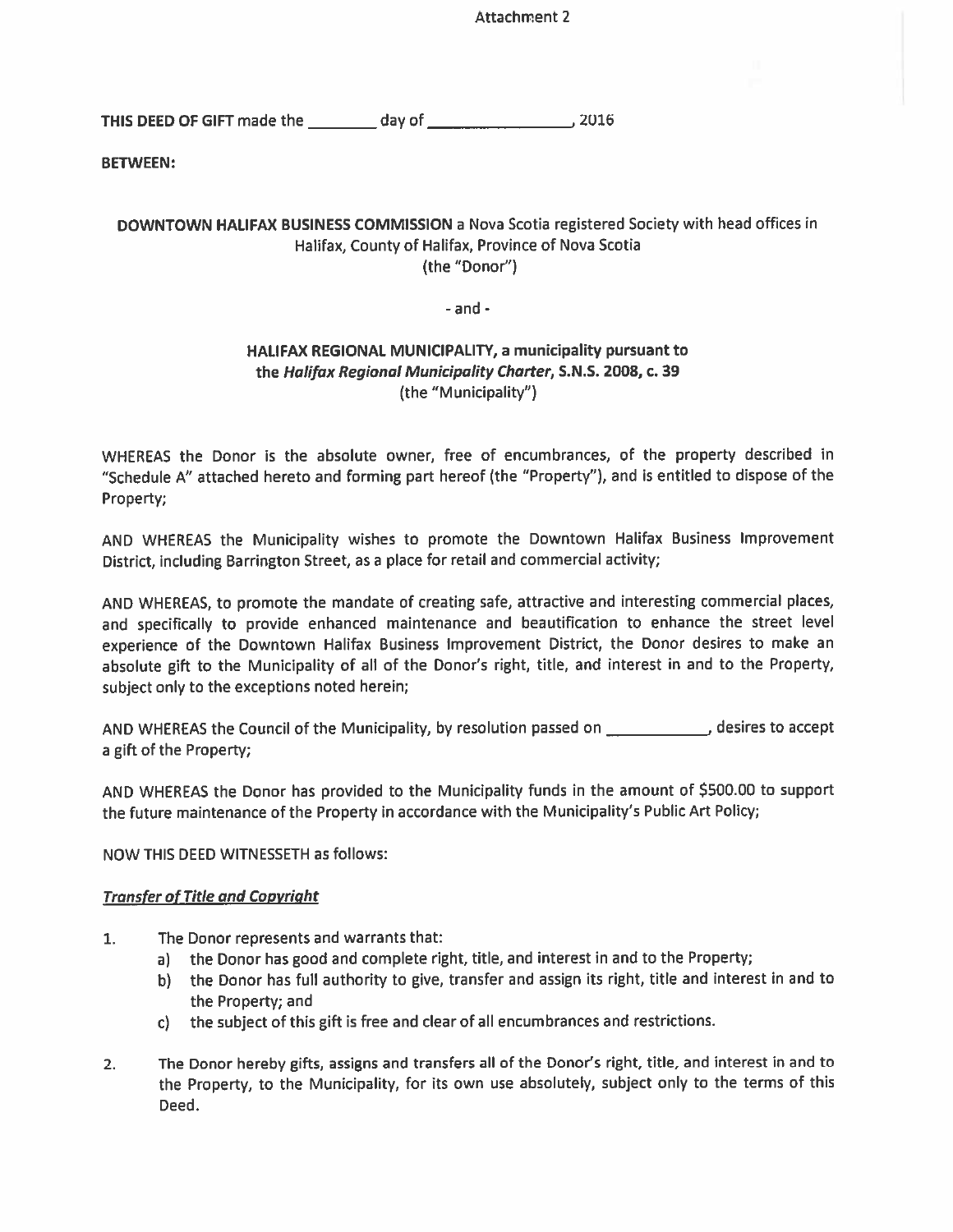Attachment 2

**THIS DEED OF GIFT** made the ________ day of ________________, 2016

**BETWEEN:**

**DOWNTOWN HALIFAX BUSINESS COMMISSION** a Nova Scotia registered Society with head offices in Halifax, County of Halifax, Province of Nova Scotia
(the "Donor")

- and -

**HALIFAX REGIONAL MUNICIPALITY, a municipality pursuant to the *Halifax Regional Municipality Charter*, S.N.S. 2008, c. 39**
(the "Municipality")

WHEREAS the Donor is the absolute owner, free of encumbrances, of the property described in "Schedule A" attached hereto and forming part hereof (the "Property"), and is entitled to dispose of the Property;

AND WHEREAS the Municipality wishes to promote the Downtown Halifax Business Improvement District, including Barrington Street, as a place for retail and commercial activity;

AND WHEREAS, to promote the mandate of creating safe, attractive and interesting commercial places, and specifically to provide enhanced maintenance and beautification to enhance the street level experience of the Downtown Halifax Business Improvement District, the Donor desires to make an absolute gift to the Municipality of all of the Donor's right, title, and interest in and to the Property, subject only to the exceptions noted herein;

AND WHEREAS the Council of the Municipality, by resolution passed on ____________, desires to accept a gift of the Property;

AND WHEREAS the Donor has provided to the Municipality funds in the amount of $500.00 to support the future maintenance of the Property in accordance with the Municipality's Public Art Policy;

NOW THIS DEED WITNESSETH as follows:

***Transfer of Title and Copyright***

1. The Donor represents and warrants that:
   a) the Donor has good and complete right, title, and interest in and to the Property;
   b) the Donor has full authority to give, transfer and assign its right, title and interest in and to the Property; and
   c) the subject of this gift is free and clear of all encumbrances and restrictions.

2. The Donor hereby gifts, assigns and transfers all of the Donor's right, title, and interest in and to the Property, to the Municipality, for its own use absolutely, subject only to the terms of this Deed.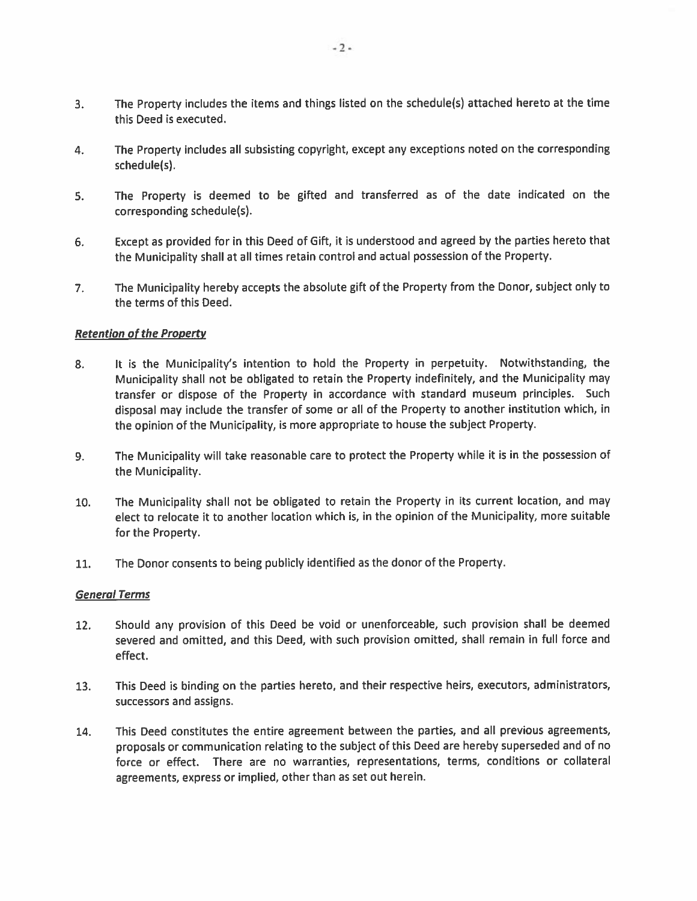3. The Property includes the items and things listed on the schedule(s) attached hereto at the time this Deed is executed.

4. The Property includes all subsisting copyright, except any exceptions noted on the corresponding schedule(s).

5. The Property is deemed to be gifted and transferred as of the date indicated on the corresponding schedule(s).

6. Except as provided for in this Deed of Gift, it is understood and agreed by the parties hereto that the Municipality shall at all times retain control and actual possession of the Property.

7. The Municipality hereby accepts the absolute gift of the Property from the Donor, subject only to the terms of this Deed.

***Retention of the Property***

8. It is the Municipality's intention to hold the Property in perpetuity. Notwithstanding, the Municipality shall not be obligated to retain the Property indefinitely, and the Municipality may transfer or dispose of the Property in accordance with standard museum principles. Such disposal may include the transfer of some or all of the Property to another institution which, in the opinion of the Municipality, is more appropriate to house the subject Property.

9. The Municipality will take reasonable care to protect the Property while it is in the possession of the Municipality.

10. The Municipality shall not be obligated to retain the Property in its current location, and may elect to relocate it to another location which is, in the opinion of the Municipality, more suitable for the Property.

11. The Donor consents to being publicly identified as the donor of the Property.

***General Terms***

12. Should any provision of this Deed be void or unenforceable, such provision shall be deemed severed and omitted, and this Deed, with such provision omitted, shall remain in full force and effect.

13. This Deed is binding on the parties hereto, and their respective heirs, executors, administrators, successors and assigns.

14. This Deed constitutes the entire agreement between the parties, and all previous agreements, proposals or communication relating to the subject of this Deed are hereby superseded and of no force or effect. There are no warranties, representations, terms, conditions or collateral agreements, express or implied, other than as set out herein.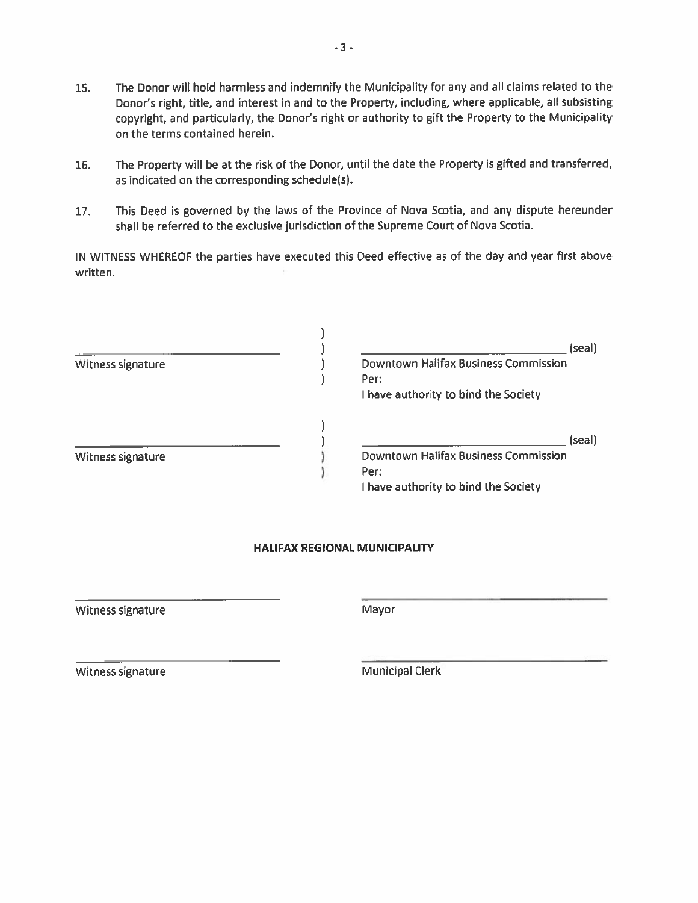15. The Donor will hold harmless and indemnify the Municipality for any and all claims related to the Donor's right, title, and interest in and to the Property, including, where applicable, all subsisting copyright, and particularly, the Donor's right or authority to gift the Property to the Municipality on the terms contained herein.

16. The Property will be at the risk of the Donor, until the date the Property is gifted and transferred, as indicated on the corresponding schedule(s).

17. This Deed is governed by the laws of the Province of Nova Scotia, and any dispute hereunder shall be referred to the exclusive jurisdiction of the Supreme Court of Nova Scotia.

IN WITNESS WHEREOF the parties have executed this Deed effective as of the day and year first above written.

| | | |
|---|---|---|
| | ) | |
| ______________________________ | ) | ______________________________ (seal) |
| Witness signature | ) | Downtown Halifax Business Commission |
| | ) | Per: |
| | | I have authority to bind the Society |
| | ) | |
| ______________________________ | ) | ______________________________ (seal) |
| Witness signature | ) | Downtown Halifax Business Commission |
| | ) | Per: |
| | | I have authority to bind the Society |

**HALIFAX REGIONAL MUNICIPALITY**

| | |
|---|---|
| ______________________________ | ______________________________ |
| Witness signature | Mayor |
| ______________________________ | ______________________________ |
| Witness signature | Municipal Clerk |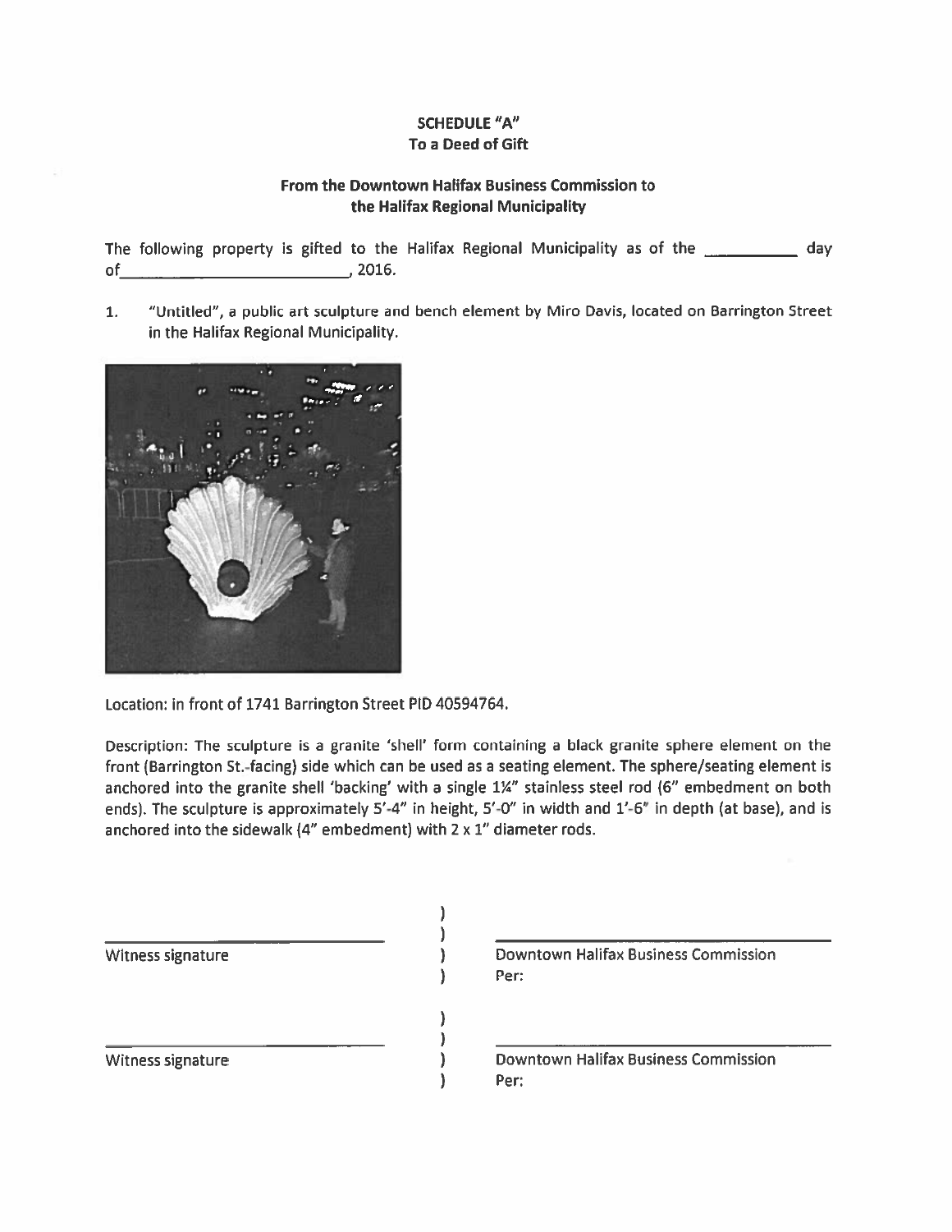**SCHEDULE "A"**
**To a Deed of Gift**

**From the Downtown Halifax Business Commission to the Halifax Regional Municipality**

The following property is gifted to the Halifax Regional Municipality as of the __________ day of__________________________, 2016.

1. "Untitled", a public art sculpture and bench element by Miro Davis, located on Barrington Street in the Halifax Regional Municipality.

Location: in front of 1741 Barrington Street PID 40594764.

Description: The sculpture is a granite 'shell' form containing a black granite sphere element on the front (Barrington St.-facing) side which can be used as a seating element. The sphere/seating element is anchored into the granite shell 'backing' with a single 1¼" stainless steel rod (6" embedment on both ends). The sculpture is approximately 5'-4" in height, 5'-0" in width and 1'-6" in depth (at base), and is anchored into the sidewalk (4" embedment) with 2 x 1" diameter rods.

| | | |
|---|---|---|
| ______________________ | ) | ______________________ |
| Witness signature | ) | Downtown Halifax Business Commission |
| | ) | Per: |
| ______________________ | ) | ______________________ |
| Witness signature | ) | Downtown Halifax Business Commission |
| | ) | Per: |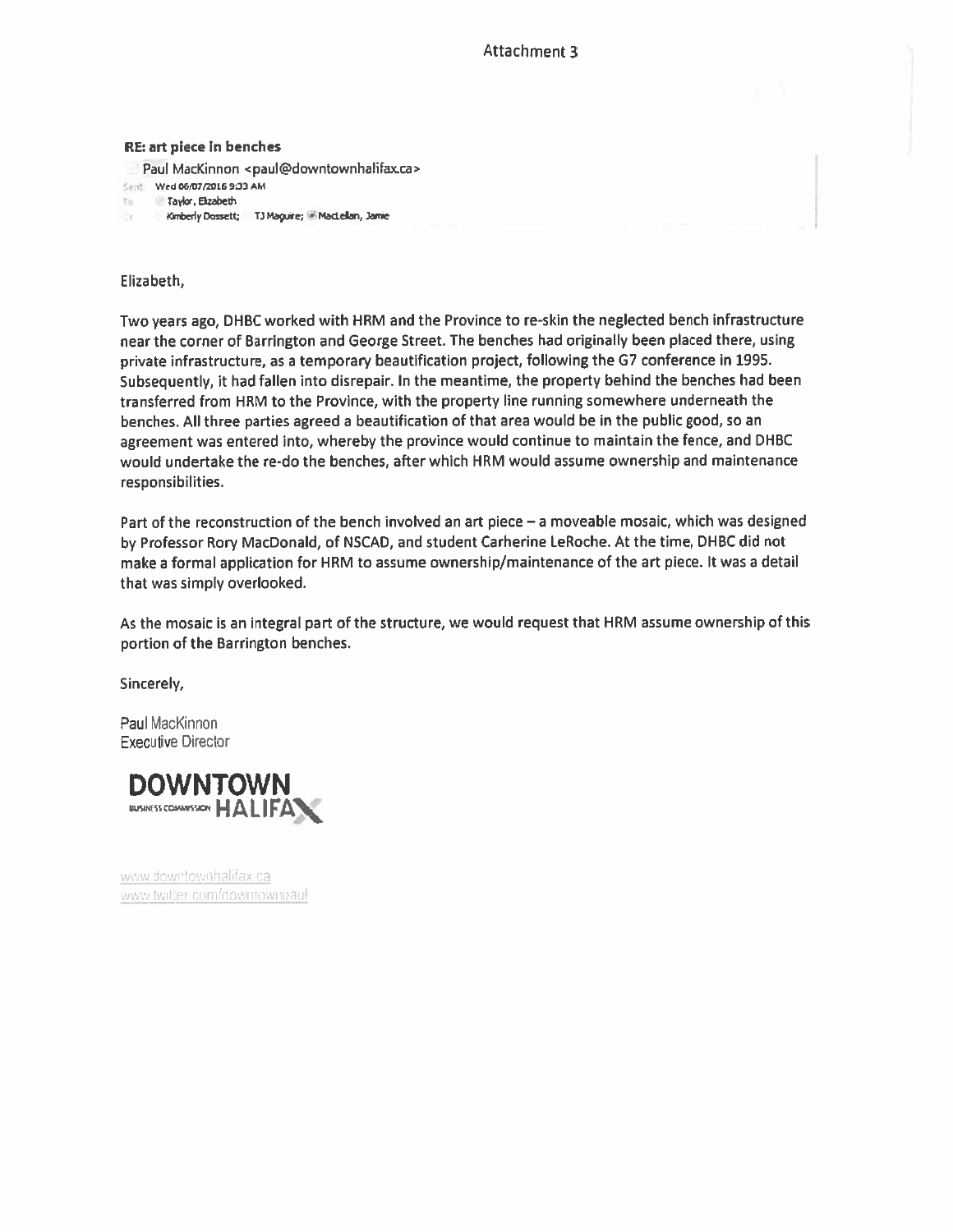Attachment 3

**RE: art piece in benches**

Paul MacKinnon <paul@downtownhalifax.ca>

Sent: Wed 06/07/2016 9:33 AM

To: Taylor, Elizabeth

Cc: Kimberly Dossett; TJ Maguire; MacLellan, Jamie

Elizabeth,

Two years ago, DHBC worked with HRM and the Province to re-skin the neglected bench infrastructure near the corner of Barrington and George Street. The benches had originally been placed there, using private infrastructure, as a temporary beautification project, following the G7 conference in 1995. Subsequently, it had fallen into disrepair. In the meantime, the property behind the benches had been transferred from HRM to the Province, with the property line running somewhere underneath the benches. All three parties agreed a beautification of that area would be in the public good, so an agreement was entered into, whereby the province would continue to maintain the fence, and DHBC would undertake the re-do the benches, after which HRM would assume ownership and maintenance responsibilities.

Part of the reconstruction of the bench involved an art piece – a moveable mosaic, which was designed by Professor Rory MacDonald, of NSCAD, and student Carherine LeRoche. At the time, DHBC did not make a formal application for HRM to assume ownership/maintenance of the art piece. It was a detail that was simply overlooked.

As the mosaic is an integral part of the structure, we would request that HRM assume ownership of this portion of the Barrington benches.

Sincerely,

Paul MacKinnon
Executive Director

DOWNTOWN HALIFAX BUSINESS COMMISSION

www.downtownhalifax.ca
www.twitter.com/downtownpaul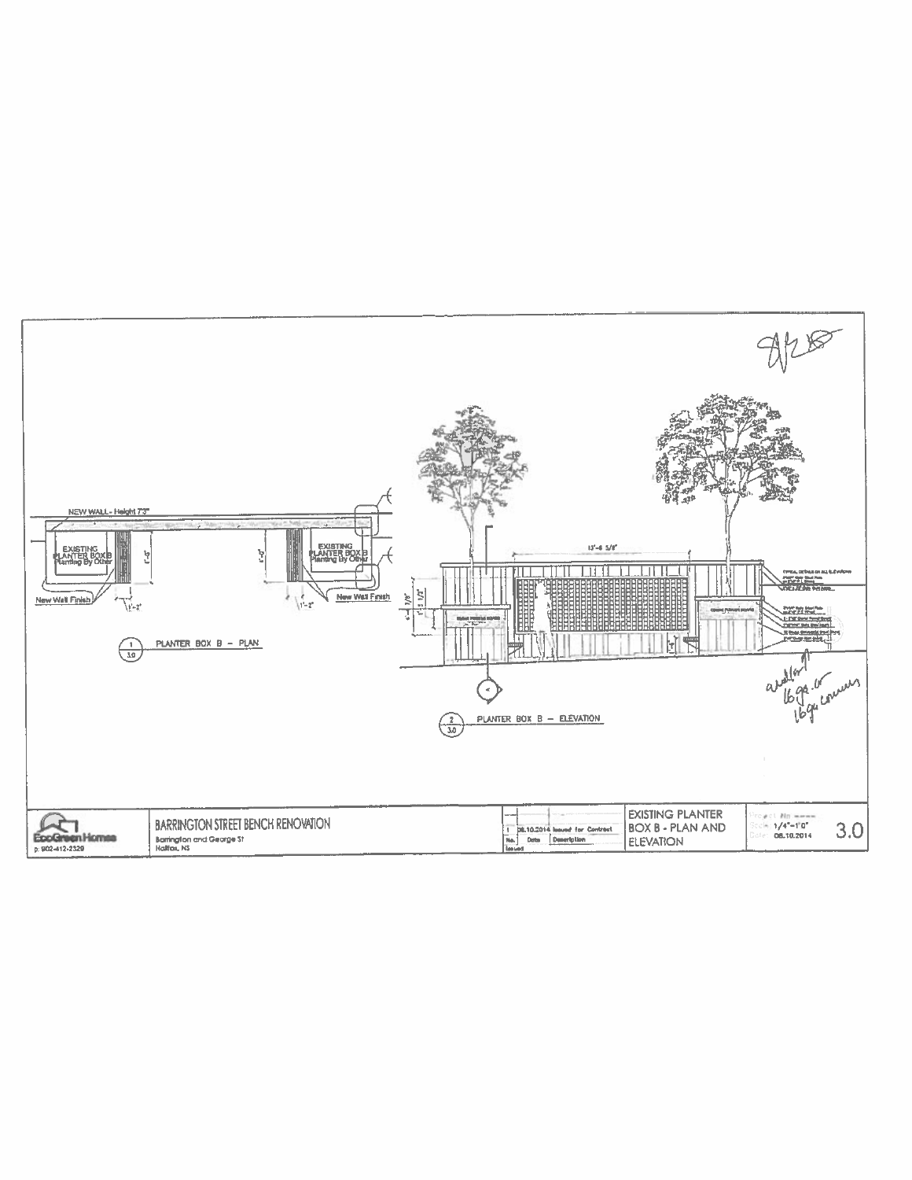NEW WALL - Height 7'3"

EXISTING PLANTER BOX B Planting By Other

EXISTING PLANTER BOX B Planting By Other

New Wall Finish

New Wall Finish

1'-2"

1'-2"

1 / 3.0 PLANTER BOX B – PLAN

13'-6 5/8"

2 / 3.0 PLANTER BOX B – ELEVATION

*another 16ga or 16ga corners*

| EcoGreen Homes p: 902-412-2329 | BARRINGTON STREET BENCH RENOVATION Barrington and George St Halifax, NS | 1 08.10.2014 Issued for Contract (No. / Date / Description / Issued) | EXISTING PLANTER BOX B - PLAN AND ELEVATION | Project No.: Scale: 1/4"=1'0" Date: 08.10.2014 | 3.0 |
|---|---|---|---|---|---|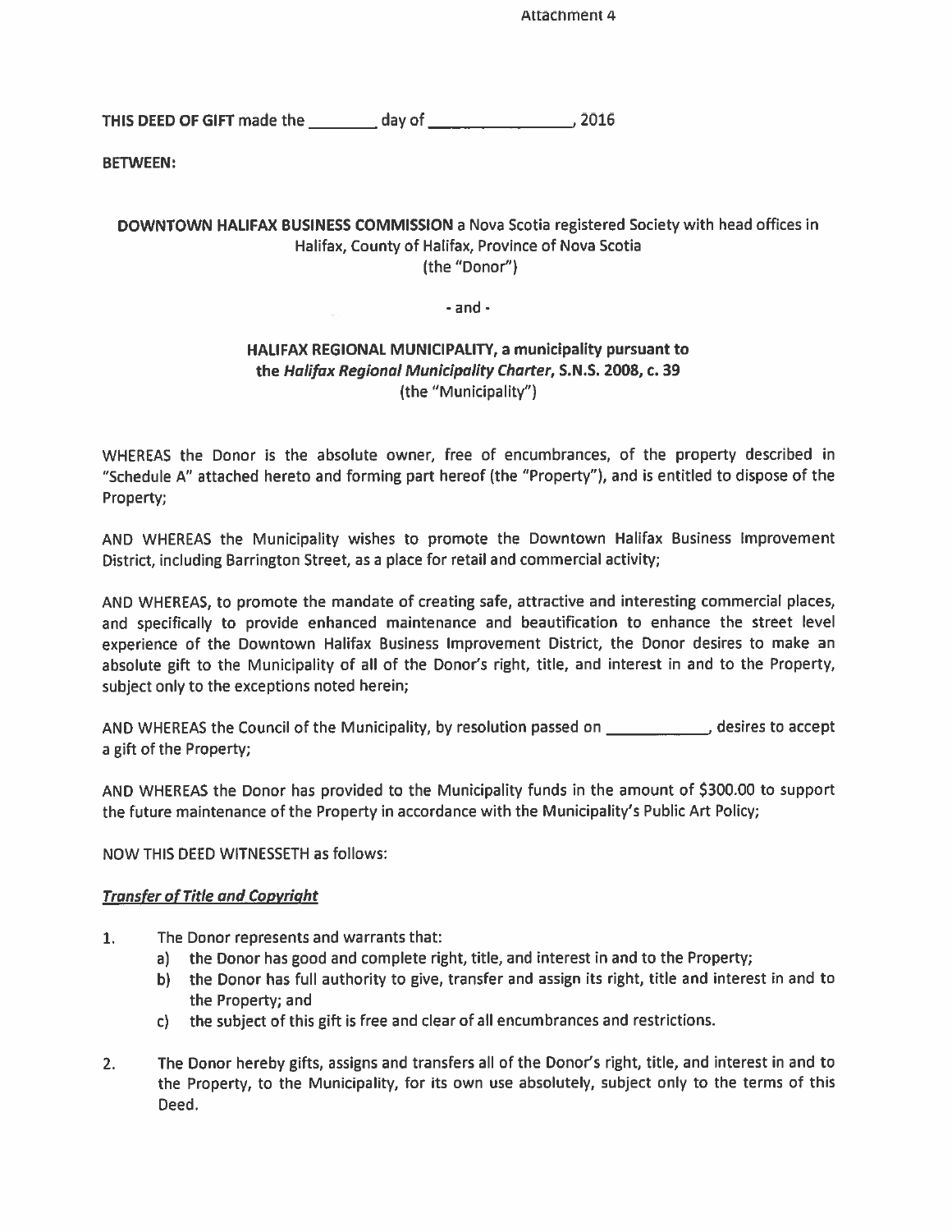Attachment 4

**THIS DEED OF GIFT** made the ________ day of ________________, 2016

**BETWEEN:**

**DOWNTOWN HALIFAX BUSINESS COMMISSION** a Nova Scotia registered Society with head offices in Halifax, County of Halifax, Province of Nova Scotia
(the "Donor")

- and -

**HALIFAX REGIONAL MUNICIPALITY, a municipality pursuant to the *Halifax Regional Municipality Charter*, S.N.S. 2008, c. 39**
(the "Municipality")

WHEREAS the Donor is the absolute owner, free of encumbrances, of the property described in "Schedule A" attached hereto and forming part hereof (the "Property"), and is entitled to dispose of the Property;

AND WHEREAS the Municipality wishes to promote the Downtown Halifax Business Improvement District, including Barrington Street, as a place for retail and commercial activity;

AND WHEREAS, to promote the mandate of creating safe, attractive and interesting commercial places, and specifically to provide enhanced maintenance and beautification to enhance the street level experience of the Downtown Halifax Business Improvement District, the Donor desires to make an absolute gift to the Municipality of all of the Donor's right, title, and interest in and to the Property, subject only to the exceptions noted herein;

AND WHEREAS the Council of the Municipality, by resolution passed on ____________, desires to accept a gift of the Property;

AND WHEREAS the Donor has provided to the Municipality funds in the amount of $300.00 to support the future maintenance of the Property in accordance with the Municipality's Public Art Policy;

NOW THIS DEED WITNESSETH as follows:

***Transfer of Title and Copyright***

1. The Donor represents and warrants that:
   a) the Donor has good and complete right, title, and interest in and to the Property;
   b) the Donor has full authority to give, transfer and assign its right, title and interest in and to the Property; and
   c) the subject of this gift is free and clear of all encumbrances and restrictions.

2. The Donor hereby gifts, assigns and transfers all of the Donor's right, title, and interest in and to the Property, to the Municipality, for its own use absolutely, subject only to the terms of this Deed.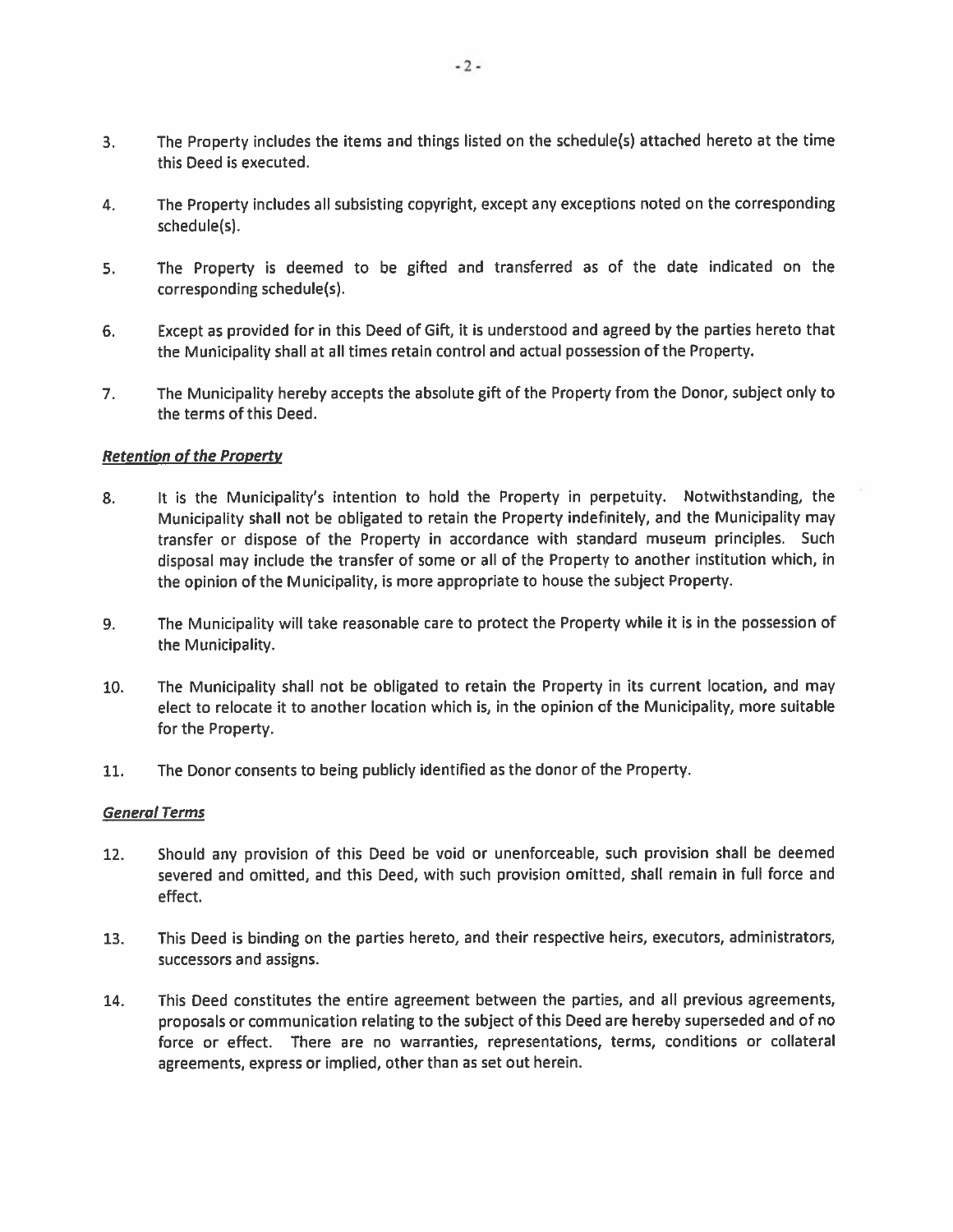3. The Property includes the items and things listed on the schedule(s) attached hereto at the time this Deed is executed.

4. The Property includes all subsisting copyright, except any exceptions noted on the corresponding schedule(s).

5. The Property is deemed to be gifted and transferred as of the date indicated on the corresponding schedule(s).

6. Except as provided for in this Deed of Gift, it is understood and agreed by the parties hereto that the Municipality shall at all times retain control and actual possession of the Property.

7. The Municipality hereby accepts the absolute gift of the Property from the Donor, subject only to the terms of this Deed.

***Retention of the Property***

8. It is the Municipality's intention to hold the Property in perpetuity. Notwithstanding, the Municipality shall not be obligated to retain the Property indefinitely, and the Municipality may transfer or dispose of the Property in accordance with standard museum principles. Such disposal may include the transfer of some or all of the Property to another institution which, in the opinion of the Municipality, is more appropriate to house the subject Property.

9. The Municipality will take reasonable care to protect the Property while it is in the possession of the Municipality.

10. The Municipality shall not be obligated to retain the Property in its current location, and may elect to relocate it to another location which is, in the opinion of the Municipality, more suitable for the Property.

11. The Donor consents to being publicly identified as the donor of the Property.

***General Terms***

12. Should any provision of this Deed be void or unenforceable, such provision shall be deemed severed and omitted, and this Deed, with such provision omitted, shall remain in full force and effect.

13. This Deed is binding on the parties hereto, and their respective heirs, executors, administrators, successors and assigns.

14. This Deed constitutes the entire agreement between the parties, and all previous agreements, proposals or communication relating to the subject of this Deed are hereby superseded and of no force or effect. There are no warranties, representations, terms, conditions or collateral agreements, express or implied, other than as set out herein.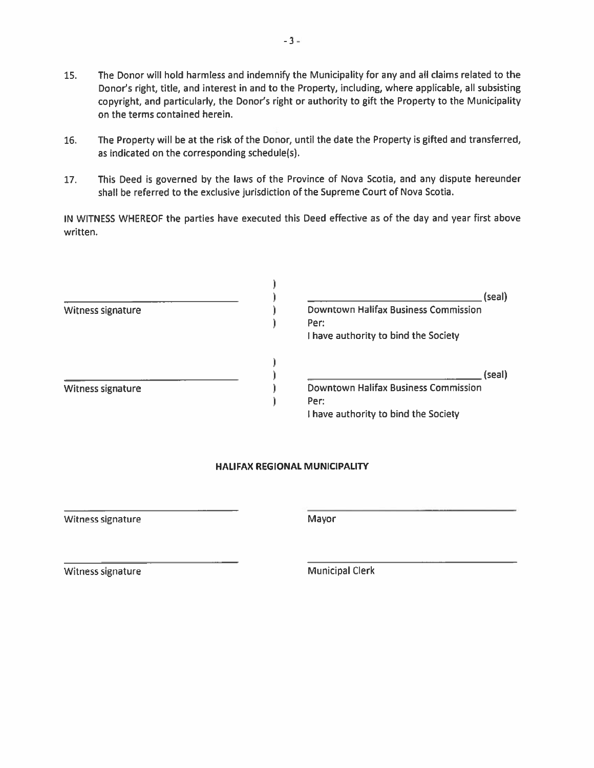15. The Donor will hold harmless and indemnify the Municipality for any and all claims related to the Donor's right, title, and interest in and to the Property, including, where applicable, all subsisting copyright, and particularly, the Donor's right or authority to gift the Property to the Municipality on the terms contained herein.

16. The Property will be at the risk of the Donor, until the date the Property is gifted and transferred, as indicated on the corresponding schedule(s).

17. This Deed is governed by the laws of the Province of Nova Scotia, and any dispute hereunder shall be referred to the exclusive jurisdiction of the Supreme Court of Nova Scotia.

IN WITNESS WHEREOF the parties have executed this Deed effective as of the day and year first above written.

| | | |
|---|---|---|
| ______________________ | ) | ______________________ (seal) |
| Witness signature | ) | Downtown Halifax Business Commission |
| | ) | Per: |
| | | I have authority to bind the Society |
| ______________________ | ) | ______________________ (seal) |
| Witness signature | ) | Downtown Halifax Business Commission |
| | ) | Per: |
| | | I have authority to bind the Society |

**HALIFAX REGIONAL MUNICIPALITY**

| | |
|---|---|
| ______________________ | ______________________ |
| Witness signature | Mayor |
| ______________________ | ______________________ |
| Witness signature | Municipal Clerk |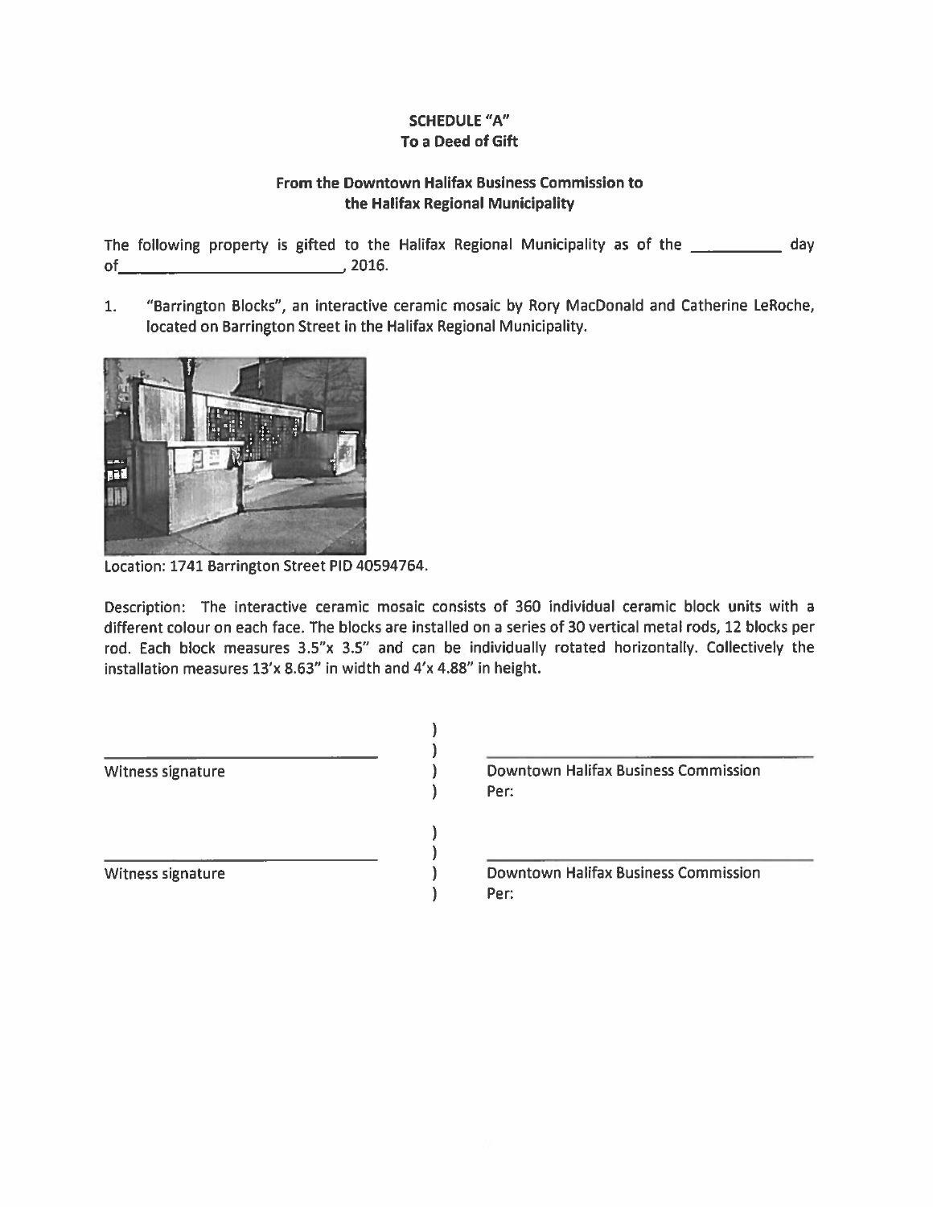**SCHEDULE "A"**
**To a Deed of Gift**

**From the Downtown Halifax Business Commission to the Halifax Regional Municipality**

The following property is gifted to the Halifax Regional Municipality as of the __________ day of__________________________, 2016.

1. "Barrington Blocks", an interactive ceramic mosaic by Rory MacDonald and Catherine LeRoche, located on Barrington Street in the Halifax Regional Municipality.

Location: 1741 Barrington Street PID 40594764.

Description: The interactive ceramic mosaic consists of 360 individual ceramic block units with a different colour on each face. The blocks are installed on a series of 30 vertical metal rods, 12 blocks per rod. Each block measures 3.5"x 3.5" and can be individually rotated horizontally. Collectively the installation measures 13'x 8.63" in width and 4'x 4.88" in height.

| | | |
|---|---|---|
| ______________________________ | ) | ______________________________ |
| Witness signature | ) | Downtown Halifax Business Commission Per: |
| ______________________________ | ) | ______________________________ |
| Witness signature | ) | Downtown Halifax Business Commission Per: |